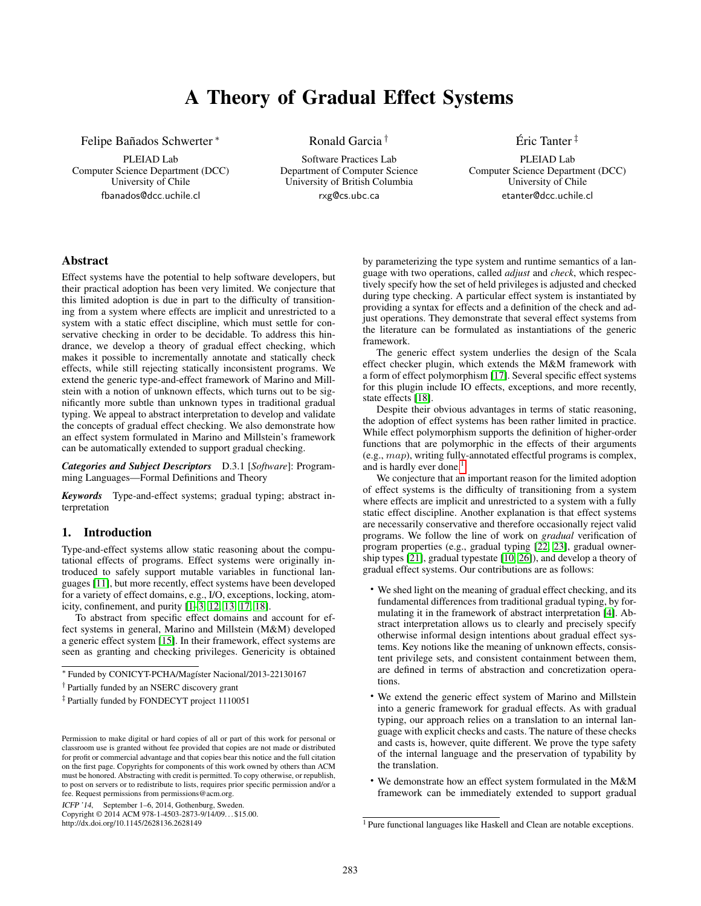# A Theory of Gradual Effect Systems

Felipe Bañados Schwerter *

PLEIAD Lab
Computer Science Department (DCC)
University of Chile
fbanados@dcc.uchile.cl

Ronald Garcia †

Software Practices Lab
Department of Computer Science
University of British Columbia
rxg@cs.ubc.ca

Éric Tanter ‡

PLEIAD Lab
Computer Science Department (DCC)
University of Chile
etanter@dcc.uchile.cl

## Abstract

Effect systems have the potential to help software developers, but their practical adoption has been very limited. We conjecture that this limited adoption is due in part to the difficulty of transitioning from a system where effects are implicit and unrestricted to a system with a static effect discipline, which must settle for conservative checking in order to be decidable. To address this hindrance, we develop a theory of gradual effect checking, which makes it possible to incrementally annotate and statically check effects, while still rejecting statically inconsistent programs. We extend the generic type-and-effect framework of Marino and Millstein with a notion of unknown effects, which turns out to be significantly more subtle than unknown types in traditional gradual typing. We appeal to abstract interpretation to develop and validate the concepts of gradual effect checking. We also demonstrate how an effect system formulated in Marino and Millstein's framework can be automatically extended to support gradual checking.

***Categories and Subject Descriptors*** D.3.1 [*Software*]: Programming Languages—Formal Definitions and Theory

***Keywords*** Type-and-effect systems; gradual typing; abstract interpretation

## 1. Introduction

Type-and-effect systems allow static reasoning about the computational effects of programs. Effect systems were originally introduced to safely support mutable variables in functional languages [11], but more recently, effect systems have been developed for a variety of effect domains, e.g., I/O, exceptions, locking, atomicity, confinement, and purity [1–3, 12, 13, 17, 18].

To abstract from specific effect domains and account for effect systems in general, Marino and Millstein (M&M) developed a generic effect system [15]. In their framework, effect systems are seen as granting and checking privileges. Genericity is obtained by parameterizing the type system and runtime semantics of a language with two operations, called *adjust* and *check*, which respectively specify how the set of held privileges is adjusted and checked during type checking. A particular effect system is instantiated by providing a syntax for effects and a definition of the check and adjust operations. They demonstrate that several effect systems from the literature can be formulated as instantiations of the generic framework.

The generic effect system underlies the design of the Scala effect checker plugin, which extends the M&M framework with a form of effect polymorphism [17]. Several specific effect systems for this plugin include IO effects, exceptions, and more recently, state effects [18].

Despite their obvious advantages in terms of static reasoning, the adoption of effect systems has been rather limited in practice. While effect polymorphism supports the definition of higher-order functions that are polymorphic in the effects of their arguments (e.g., $map$), writing fully-annotated effectful programs is complex, and is hardly ever done.[1]

We conjecture that an important reason for the limited adoption of effect systems is the difficulty of transitioning from a system where effects are implicit and unrestricted to a system with a fully static effect discipline. Another explanation is that effect systems are necessarily conservative and therefore occasionally reject valid programs. We follow the line of work on *gradual* verification of program properties (e.g., gradual typing [22, 23], gradual ownership types [21], gradual typestate [10, 26]), and develop a theory of gradual effect systems. Our contributions are as follows:

- We shed light on the meaning of gradual effect checking, and its fundamental differences from traditional gradual typing, by formulating it in the framework of abstract interpretation [4]. Abstract interpretation allows us to clearly and precisely specify otherwise informal design intentions about gradual effect systems. Key notions like the meaning of unknown effects, consistent privilege sets, and consistent containment between them, are defined in terms of abstraction and concretization operations.
- We extend the generic effect system of Marino and Millstein into a generic framework for gradual effects. As with gradual typing, our approach relies on a translation to an internal language with explicit checks and casts. The nature of these checks and casts is, however, quite different. We prove the type safety of the internal language and the preservation of typability by the translation.
- We demonstrate how an effect system formulated in the M&M framework can be immediately extended to support gradual

[1] Pure functional languages like Haskell and Clean are notable exceptions.

* Funded by CONICYT-PCHA/Magíster Nacional/2013-22130167

† Partially funded by an NSERC discovery grant

‡ Partially funded by FONDECYT project 1110051

Permission to make digital or hard copies of all or part of this work for personal or classroom use is granted without fee provided that copies are not made or distributed for profit or commercial advantage and that copies bear this notice and the full citation on the first page. Copyrights for components of this work owned by others than ACM must be honored. Abstracting with credit is permitted. To copy otherwise, or republish, to post on servers or to redistribute to lists, requires prior specific permission and/or a fee. Request permissions from permissions@acm.org.

*ICFP '14*, September 1–6, 2014, Gothenburg, Sweden.
Copyright © 2014 ACM 978-1-4503-2873-9/14/09... $15.00.
http://dx.doi.org/10.1145/2628136.2628149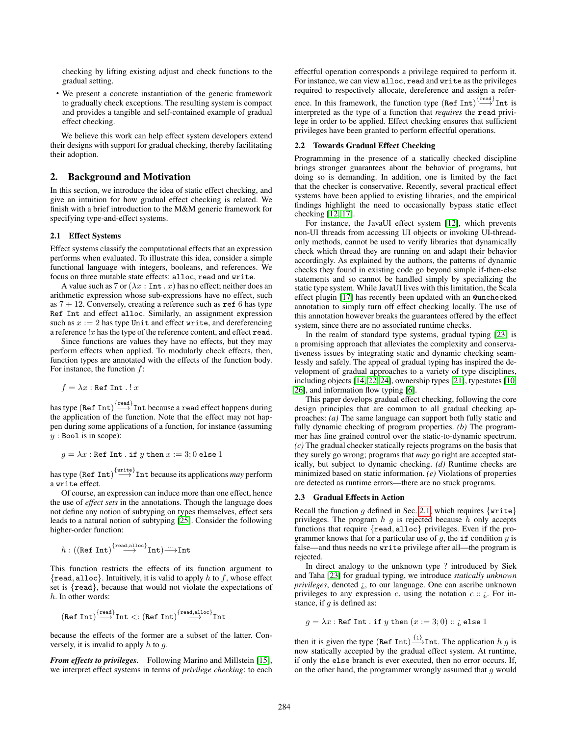checking by lifting existing adjust and check functions to the gradual setting.

- We present a concrete instantiation of the generic framework to gradually check exceptions. The resulting system is compact and provides a tangible and self-contained example of gradual effect checking.

We believe this work can help effect system developers extend their designs with support for gradual checking, thereby facilitating their adoption.

## 2. Background and Motivation

In this section, we introduce the idea of static effect checking, and give an intuition for how gradual effect checking is related. We finish with a brief introduction to the M&M generic framework for specifying type-and-effect systems.

### 2.1 Effect Systems

Effect systems classify the computational effects that an expression performs when evaluated. To illustrate this idea, consider a simple functional language with integers, booleans, and references. We focus on three mutable state effects: `alloc`, `read` and `write`.

A value such as 7 or $(\lambda x : \texttt{Int} \,.\, x)$ has no effect; neither does an arithmetic expression whose sub-expressions have no effect, such as $7 + 12$. Conversely, creating a reference such as `ref` 6 has type `Ref Int` and effect `alloc`. Similarly, an assignment expression such as $x := 2$ has type `Unit` and effect `write`, and dereferencing a reference $!x$ has the type of the reference content, and effect `read`.

Since functions are values they have no effects, but they may perform effects when applied. To modularly check effects, then, function types are annotated with the effects of the function body. For instance, the function $f$:

$$f = \lambda x : \texttt{Ref Int} \,.\, !\, x$$

has type $(\texttt{Ref Int}) \xrightarrow{\{\texttt{read}\}} \texttt{Int}$ because a `read` effect happens during the application of the function. Note that the effect may not happen during some applications of a function, for instance (assuming $y$ : `Bool` is in scope):

$$g = \lambda x : \texttt{Ref Int} \,.\, \texttt{if } y \texttt{ then } x := 3; 0 \texttt{ else } 1$$

has type $(\texttt{Ref Int}) \xrightarrow{\{\texttt{write}\}} \texttt{Int}$ because its applications *may* perform a `write` effect.

Of course, an expression can induce more than one effect, hence the use of *effect sets* in the annotations. Though the language does not define any notion of subtyping on types themselves, effect sets leads to a natural notion of subtyping [25]. Consider the following higher-order function:

$$h : ((\texttt{Ref Int}) \xrightarrow{\{\texttt{read},\texttt{alloc}\}} \texttt{Int}) \xrightarrow{\cdots} \texttt{Int}$$

This function restricts the effects of its function argument to $\{\texttt{read}, \texttt{alloc}\}$. Intuitively, it is valid to apply $h$ to $f$, whose effect set is $\{\texttt{read}\}$, because that would not violate the expectations of $h$. In other words:

$$(\texttt{Ref Int}) \xrightarrow{\{\texttt{read}\}} \texttt{Int} <: (\texttt{Ref Int}) \xrightarrow{\{\texttt{read},\texttt{alloc}\}} \texttt{Int}$$

because the effects of the former are a subset of the latter. Conversely, it is invalid to apply $h$ to $g$.

***From effects to privileges.*** Following Marino and Millstein [15], we interpret effect systems in terms of *privilege checking*: to each effectful operation corresponds a privilege required to perform it. For instance, we can view `alloc`, `read` and `write` as the privileges required to respectively allocate, dereference and assign a reference. In this framework, the function type $(\texttt{Ref Int}) \xrightarrow{\{\texttt{read}\}} \texttt{Int}$ is interpreted as the type of a function that *requires* the `read` privilege in order to be applied. Effect checking ensures that sufficient privileges have been granted to perform effectful operations.

### 2.2 Towards Gradual Effect Checking

Programming in the presence of a statically checked discipline brings stronger guarantees about the behavior of programs, but doing so is demanding. In addition, one is limited by the fact that the checker is conservative. Recently, several practical effect systems have been applied to existing libraries, and the empirical findings highlight the need to occasionally bypass static effect checking [12, 17].

For instance, the JavaUI effect system [12], which prevents non-UI threads from accessing UI objects or invoking UI-thread-only methods, cannot be used to verify libraries that dynamically check which thread they are running on and adapt their behavior accordingly. As explained by the authors, the patterns of dynamic checks they found in existing code go beyond simple if-then-else statements and so cannot be handled simply by specializing the static type system. While JavaUI lives with this limitation, the Scala effect plugin [17] has recently been updated with an `@unchecked` annotation to simply turn off effect checking locally. The use of this annotation however breaks the guarantees offered by the effect system, since there are no associated runtime checks.

In the realm of standard type systems, gradual typing [23] is a promising approach that alleviates the complexity and conservativeness issues by integrating static and dynamic checking seamlessly and safely. The appeal of gradual typing has inspired the development of gradual approaches to a variety of type disciplines, including objects [14, 22, 24], ownership types [21], typestates [10, 26], and information flow typing [6].

This paper develops gradual effect checking, following the core design principles that are common to all gradual checking approaches: *(a)* The same language can support both fully static and fully dynamic checking of program properties. *(b)* The programmer has fine grained control over the static-to-dynamic spectrum. *(c)* The gradual checker statically rejects programs on the basis that they surely go wrong; programs that *may* go right are accepted statically, but subject to dynamic checking. *(d)* Runtime checks are minimized based on static information. *(e)* Violations of properties are detected as runtime errors—there are no stuck programs.

### 2.3 Gradual Effects in Action

Recall the function $g$ defined in Sec. 2.1, which requires $\{\texttt{write}\}$ privileges. The program $h\ g$ is rejected because $h$ only accepts functions that require $\{\texttt{read}, \texttt{alloc}\}$ privileges. Even if the programmer knows that for a particular use of $g$, the `if` condition $y$ is false—and thus needs no `write` privilege after all—the program is rejected.

In direct analogy to the unknown type ? introduced by Siek and Taha [23] for gradual typing, we introduce *statically unknown privileges*, denoted ¿, to our language. One can ascribe unknown privileges to any expression $e$, using the notation $e :: ¿$. For instance, if $g$ is defined as:

$$g = \lambda x : \texttt{Ref Int} \,.\, \texttt{if } y \texttt{ then } (x := 3; 0) :: ¿ \texttt{ else } 1$$

then it is given the type $(\texttt{Ref Int}) \xrightarrow{\{¿\}} \texttt{Int}$. The application $h\ g$ is now statically accepted by the gradual effect system. At runtime, if only the `else` branch is ever executed, then no error occurs. If, on the other hand, the programmer wrongly assumed that $g$ would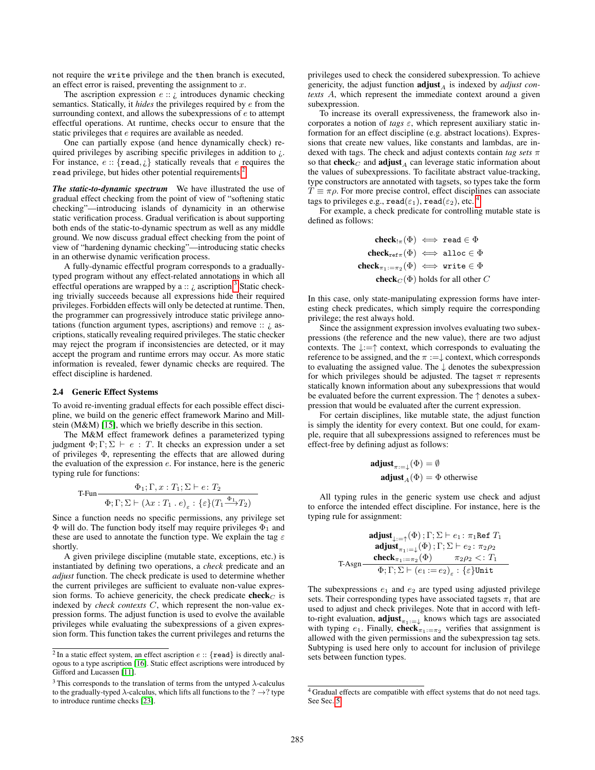not require the `write` privilege and the `then` branch is executed, an effect error is raised, preventing the assignment to $x$.

The ascription expression $e :: ¿$ introduces dynamic checking semantics. Statically, it *hides* the privileges required by $e$ from the surrounding context, and allows the subexpressions of $e$ to attempt effectful operations. At runtime, checks occur to ensure that the static privileges that $e$ requires are available as needed.

One can partially expose (and hence dynamically check) required privileges by ascribing specific privileges in addition to ¿. For instance, $e :: \{\texttt{read}, ¿\}$ statically reveals that $e$ requires the `read` privilege, but hides other potential requirements.[2]

***The static-to-dynamic spectrum*** We have illustrated the use of gradual effect checking from the point of view of "softening static checking"—introducing islands of dynamicity in an otherwise static verification process. Gradual verification is about supporting both ends of the static-to-dynamic spectrum as well as any middle ground. We now discuss gradual effect checking from the point of view of "hardening dynamic checking"—introducing static checks in an otherwise dynamic verification process.

A fully-dynamic effectful program corresponds to a gradually-typed program without any effect-related annotations in which all effectful operations are wrapped by a $:: ¿$ ascription.[3] Static checking trivially succeeds because all expressions hide their required privileges. Forbidden effects will only be detected at runtime. Then, the programmer can progressively introduce static privilege annotations (function argument types, ascriptions) and remove $:: ¿$ ascriptions, statically revealing required privileges. The static checker may reject the program if inconsistencies are detected, or it may accept the program and runtime errors may occur. As more static information is revealed, fewer dynamic checks are required. The effect discipline is hardened.

### 2.4 Generic Effect Systems

To avoid re-inventing gradual effects for each possible effect discipline, we build on the generic effect framework Marino and Millstein (M&M) [15], which we briefly describe in this section.

The M&M effect framework defines a parameterized typing judgment $\Phi; \Gamma; \Sigma \vdash e : T$. It checks an expression under a set of privileges $\Phi$, representing the effects that are allowed during the evaluation of the expression $e$. For instance, here is the generic typing rule for functions:

$$\text{T-Fun}\ \frac{\Phi_1; \Gamma, x : T_1; \Sigma \vdash e : T_2}{\Phi; \Gamma; \Sigma \vdash (\lambda x : T_1 \,.\, e)_\varepsilon : \{\varepsilon\}(T_1 \xrightarrow{\Phi_1} T_2)}$$

Since a function needs no specific permissions, any privilege set $\Phi$ will do. The function body itself may require privileges $\Phi_1$ and these are used to annotate the function type. We explain the tag $\varepsilon$ shortly.

A given privilege discipline (mutable state, exceptions, etc.) is instantiated by defining two operations, a *check* predicate and an *adjust* function. The check predicate is used to determine whether the current privileges are sufficient to evaluate non-value expression forms. To achieve genericity, the check predicate $\mathbf{check}_C$ is indexed by *check contexts* $C$, which represent the non-value expression forms. The adjust function is used to evolve the available privileges while evaluating the subexpressions of a given expression form. This function takes the current privileges and returns the privileges used to check the considered subexpression. To achieve genericity, the adjust function $\mathbf{adjust}_A$ is indexed by *adjust contexts* $A$, which represent the immediate context around a given subexpression.

To increase its overall expressiveness, the framework also incorporates a notion of *tags* $\varepsilon$, which represent auxiliary static information for an effect discipline (e.g. abstract locations). Expressions that create new values, like constants and lambdas, are indexed with tags. The check and adjust contexts contain *tag sets* $\pi$ so that $\mathbf{check}_C$ and $\mathbf{adjust}_A$ can leverage static information about the values of subexpressions. To facilitate abstract value-tracking, type constructors are annotated with tagsets, so types take the form $T \equiv \pi\rho$. For more precise control, effect disciplines can associate tags to privileges e.g., $\texttt{read}(\varepsilon_1)$, $\texttt{read}(\varepsilon_2)$, etc.[4]

For example, a check predicate for controlling mutable state is defined as follows:

$$\begin{aligned}
\mathbf{check}_{!\pi}(\Phi) &\iff \texttt{read} \in \Phi \\
\mathbf{check}_{\texttt{ref}\,\pi}(\Phi) &\iff \texttt{alloc} \in \Phi \\
\mathbf{check}_{\pi_1 := \pi_2}(\Phi) &\iff \texttt{write} \in \Phi \\
\mathbf{check}_C(\Phi) &\text{ holds for all other } C
\end{aligned}$$

In this case, only state-manipulating expression forms have interesting check predicates, which simply require the corresponding privilege; the rest always hold.

Since the assignment expression involves evaluating two subexpressions (the reference and the new value), there are two adjust contexts. The $\downarrow := \uparrow$ context, which corresponds to evaluating the reference to be assigned, and the $\pi := \downarrow$ context, which corresponds to evaluating the assigned value. The $\downarrow$ denotes the subexpression for which privileges should be adjusted. The tagset $\pi$ represents statically known information about any subexpressions that would be evaluated before the current expression. The $\uparrow$ denotes a subexpression that would be evaluated after the current expression.

For certain disciplines, like mutable state, the adjust function is simply the identity for every context. But one could, for example, require that all subexpressions assigned to references must be effect-free by defining adjust as follows:

$$\begin{aligned}
\mathbf{adjust}_{\pi:=\downarrow}(\Phi) &= \emptyset \\
\mathbf{adjust}_A(\Phi) &= \Phi \text{ otherwise}
\end{aligned}$$

All typing rules in the generic system use check and adjust to enforce the intended effect discipline. For instance, here is the typing rule for assignment:

$$\text{T-Asgn}\ \frac{\begin{array}{c}\mathbf{adjust}_{\downarrow:=\uparrow}(\Phi); \Gamma; \Sigma \vdash e_1 : \pi_1 \texttt{Ref}\ T_1 \\ \mathbf{adjust}_{\pi_1:=\downarrow}(\Phi); \Gamma; \Sigma \vdash e_2 : \pi_2\rho_2 \\ \mathbf{check}_{\pi_1:=\pi_2}(\Phi) \qquad \pi_2\rho_2 <: T_1\end{array}}{\Phi; \Gamma; \Sigma \vdash (e_1 := e_2)_\varepsilon : \{\varepsilon\}\texttt{Unit}}$$

The subexpressions $e_1$ and $e_2$ are typed using adjusted privilege sets. Their corresponding types have associated tagsets $\pi_i$ that are used to adjust and check privileges. Note that in accord with left-to-right evaluation, $\mathbf{adjust}_{\pi_1:=\downarrow}$ knows which tags are associated with typing $e_1$. Finally, $\mathbf{check}_{\pi_1:=\pi_2}$ verifies that assignment is allowed with the given permissions and the subexpression tag sets. Subtyping is used here only to account for inclusion of privilege sets between function types.

---

[2] In a static effect system, an effect ascription $e :: \{\texttt{read}\}$ is directly analogous to a type ascription [16]. Static effect ascriptions were introduced by Gifford and Lucassen [11].

[3] This corresponds to the translation of terms from the untyped $\lambda$-calculus to the gradually-typed $\lambda$-calculus, which lifts all functions to the $? \to ?$ type to introduce runtime checks [23].

[4] Gradual effects are compatible with effect systems that do not need tags. See Sec. 5.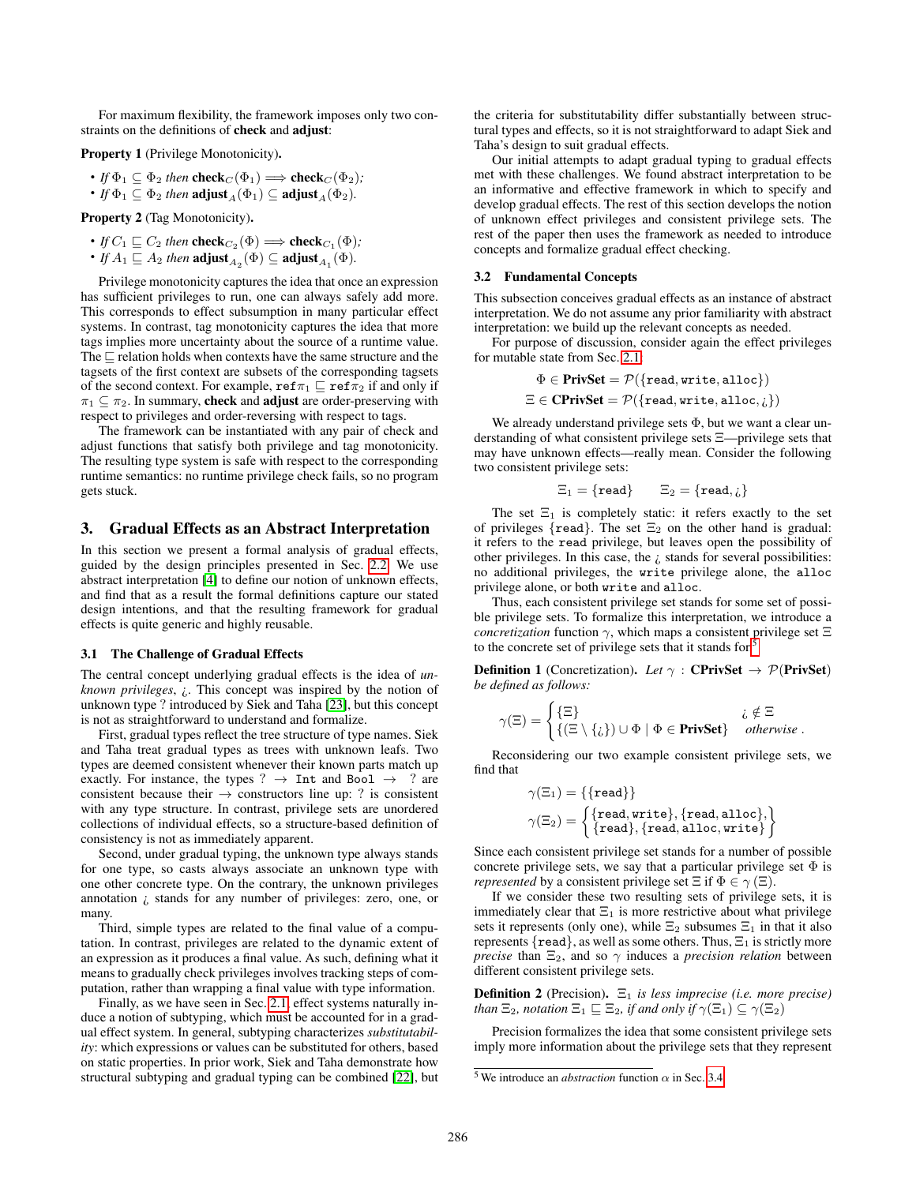For maximum flexibility, the framework imposes only two constraints on the definitions of **check** and **adjust**:

**Property 1** (Privilege Monotonicity).

- *If* $\Phi_1 \subseteq \Phi_2$ *then* $\textbf{check}_C(\Phi_1) \implies \textbf{check}_C(\Phi_2)$*;*
- *If* $\Phi_1 \subseteq \Phi_2$ *then* $\textbf{adjust}_A(\Phi_1) \subseteq \textbf{adjust}_A(\Phi_2)$.

**Property 2** (Tag Monotonicity).

- *If* $C_1 \sqsubseteq C_2$ *then* $\textbf{check}_{C_2}(\Phi) \implies \textbf{check}_{C_1}(\Phi)$*;*
- *If* $A_1 \sqsubseteq A_2$ *then* $\textbf{adjust}_{A_2}(\Phi) \subseteq \textbf{adjust}_{A_1}(\Phi)$.

Privilege monotonicity captures the idea that once an expression has sufficient privileges to run, one can always safely add more. This corresponds to effect subsumption in many particular effect systems. In contrast, tag monotonicity captures the idea that more tags implies more uncertainty about the source of a runtime value. The $\sqsubseteq$ relation holds when contexts have the same structure and the tagsets of the first context are subsets of the corresponding tagsets of the second context. For example, $\texttt{ref}\,\pi_1 \sqsubseteq \texttt{ref}\,\pi_2$ if and only if $\pi_1 \subseteq \pi_2$. In summary, **check** and **adjust** are order-preserving with respect to privileges and order-reversing with respect to tags.

The framework can be instantiated with any pair of check and adjust functions that satisfy both privilege and tag monotonicity. The resulting type system is safe with respect to the corresponding runtime semantics: no runtime privilege check fails, so no program gets stuck.

## 3. Gradual Effects as an Abstract Interpretation

In this section we present a formal analysis of gradual effects, guided by the design principles presented in Sec. 2.2. We use abstract interpretation [4] to define our notion of unknown effects, and find that as a result the formal definitions capture our stated design intentions, and that the resulting framework for gradual effects is quite generic and highly reusable.

### 3.1 The Challenge of Gradual Effects

The central concept underlying gradual effects is the idea of *unknown privileges*, ¿. This concept was inspired by the notion of unknown type ? introduced by Siek and Taha [23], but this concept is not as straightforward to understand and formalize.

First, gradual types reflect the tree structure of type names. Siek and Taha treat gradual types as trees with unknown leafs. Two types are deemed consistent whenever their known parts match up exactly. For instance, the types $? \to \texttt{Int}$ and $\texttt{Bool} \to ?$ are consistent because their $\to$ constructors line up: ? is consistent with any type structure. In contrast, privilege sets are unordered collections of individual effects, so a structure-based definition of consistency is not as immediately apparent.

Second, under gradual typing, the unknown type always stands for one type, so casts always associate an unknown type with one other concrete type. On the contrary, the unknown privileges annotation ¿ stands for any number of privileges: zero, one, or many.

Third, simple types are related to the final value of a computation. In contrast, privileges are related to the dynamic extent of an expression as it produces a final value. As such, defining what it means to gradually check privileges involves tracking steps of computation, rather than wrapping a final value with type information.

Finally, as we have seen in Sec. 2.1, effect systems naturally induce a notion of subtyping, which must be accounted for in a gradual effect system. In general, subtyping characterizes *substitutability*: which expressions or values can be substituted for others, based on static properties. In prior work, Siek and Taha demonstrate how structural subtyping and gradual typing can be combined [22], but the criteria for substitutability differ substantially between structural types and effects, so it is not straightforward to adapt Siek and Taha's design to suit gradual effects.

Our initial attempts to adapt gradual typing to gradual effects met with these challenges. We found abstract interpretation to be an informative and effective framework in which to specify and develop gradual effects. The rest of this section develops the notion of unknown effect privileges and consistent privilege sets. The rest of the paper then uses the framework as needed to introduce concepts and formalize gradual effect checking.

### 3.2 Fundamental Concepts

This subsection conceives gradual effects as an instance of abstract interpretation. We do not assume any prior familiarity with abstract interpretation: we build up the relevant concepts as needed.

For purpose of discussion, consider again the effect privileges for mutable state from Sec. 2.1:

$$\Phi \in \textbf{PrivSet} = \mathcal{P}(\{\texttt{read}, \texttt{write}, \texttt{alloc}\})$$
$$\Xi \in \textbf{CPrivSet} = \mathcal{P}(\{\texttt{read}, \texttt{write}, \texttt{alloc}, ¿\})$$

We already understand privilege sets $\Phi$, but we want a clear understanding of what consistent privilege sets $\Xi$—privilege sets that may have unknown effects—really mean. Consider the following two consistent privilege sets:

$$\Xi_1 = \{\texttt{read}\} \qquad \Xi_2 = \{\texttt{read}, ¿\}$$

The set $\Xi_1$ is completely static: it refers exactly to the set of privileges $\{\texttt{read}\}$. The set $\Xi_2$ on the other hand is gradual: it refers to the `read` privilege, but leaves open the possibility of other privileges. In this case, the ¿ stands for several possibilities: no additional privileges, the `write` privilege alone, the `alloc` privilege alone, or both `write` and `alloc`.

Thus, each consistent privilege set stands for some set of possible privilege sets. To formalize this interpretation, we introduce a *concretization* function $\gamma$, which maps a consistent privilege set $\Xi$ to the concrete set of privilege sets that it stands for.[5]

**Definition 1** (Concretization). *Let* $\gamma : \textbf{CPrivSet} \to \mathcal{P}(\textbf{PrivSet})$ *be defined as follows:*

$$\gamma(\Xi) = \begin{cases} \{\Xi\} & ¿ \notin \Xi \\ \{(\Xi \setminus \{¿\}) \cup \Phi \mid \Phi \in \textbf{PrivSet}\} & \textit{otherwise} \end{cases}.$$

Reconsidering our two example consistent privilege sets, we find that

$$\gamma(\Xi_1) = \{\{\texttt{read}\}\}$$
$$\gamma(\Xi_2) = \left\{ \begin{matrix} \{\texttt{read}, \texttt{write}\}, \{\texttt{read}, \texttt{alloc}\}, \\ \{\texttt{read}\}, \{\texttt{read}, \texttt{alloc}, \texttt{write}\} \end{matrix} \right\}$$

Since each consistent privilege set stands for a number of possible concrete privilege sets, we say that a particular privilege set $\Phi$ is *represented* by a consistent privilege set $\Xi$ if $\Phi \in \gamma(\Xi)$.

If we consider these two resulting sets of privilege sets, it is immediately clear that $\Xi_1$ is more restrictive about what privilege sets it represents (only one), while $\Xi_2$ subsumes $\Xi_1$ in that it also represents $\{\texttt{read}\}$, as well as some others. Thus, $\Xi_1$ is strictly more *precise* than $\Xi_2$, and so $\gamma$ induces a *precision relation* between different consistent privilege sets.

**Definition 2** (Precision). $\Xi_1$ *is less imprecise (i.e. more precise) than* $\Xi_2$*, notation* $\Xi_1 \sqsubseteq \Xi_2$*, if and only if* $\gamma(\Xi_1) \subseteq \gamma(\Xi_2)$

Precision formalizes the idea that some consistent privilege sets imply more information about the privilege sets that they represent

[5] We introduce an *abstraction* function $\alpha$ in Sec. 3.4.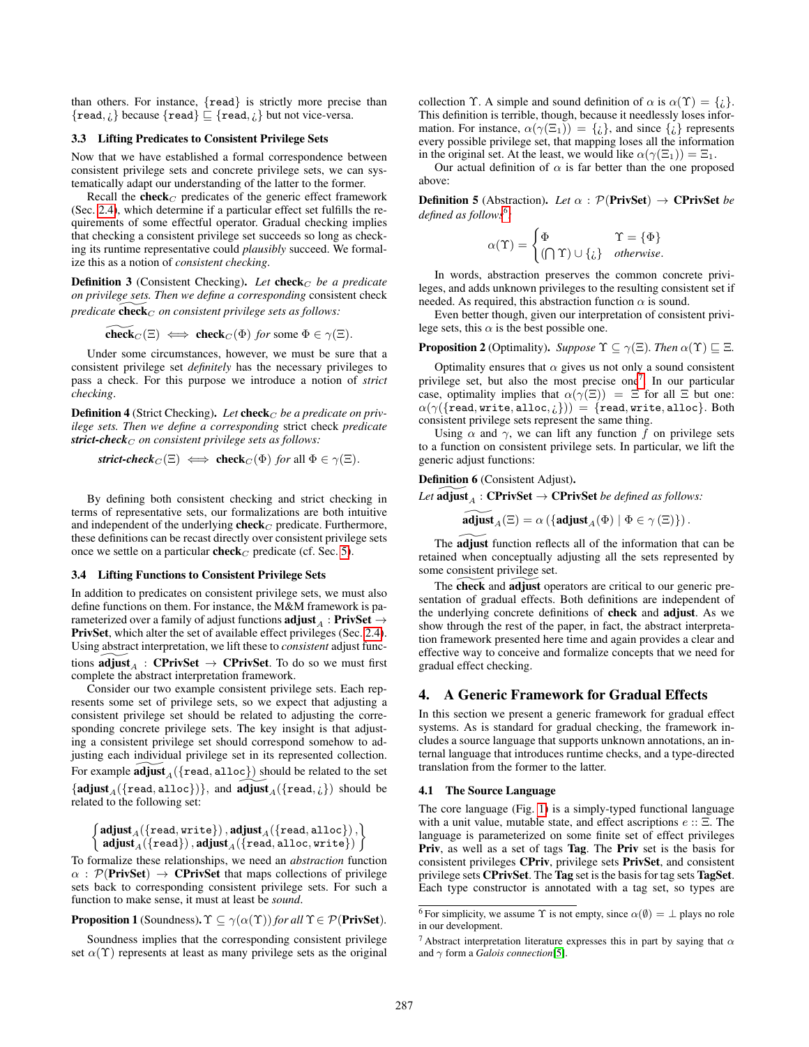than others. For instance, $\{\texttt{read}\}$ is strictly more precise than $\{\texttt{read}, ¿\}$ because $\{\texttt{read}\} \sqsubseteq \{\texttt{read}, ¿\}$ but not vice-versa.

### 3.3 Lifting Predicates to Consistent Privilege Sets

Now that we have established a formal correspondence between consistent privilege sets and concrete privilege sets, we can systematically adapt our understanding of the latter to the former.

Recall the $\mathbf{check}_C$ predicates of the generic effect framework (Sec. 2.4), which determine if a particular effect set fulfills the requirements of some effectful operator. Gradual checking implies that checking a consistent privilege set succeeds so long as checking its runtime representative could *plausibly* succeed. We formalize this as a notion of *consistent checking*.

**Definition 3** (Consistent Checking). *Let $\mathbf{check}_C$ be a predicate on privilege sets. Then we define a corresponding* consistent check *predicate $\widetilde{\mathbf{check}}_C$ on consistent privilege sets as follows:*

$$\widetilde{\mathbf{check}}_C(\Xi) \iff \mathbf{check}_C(\Phi) \text{ for some } \Phi \in \gamma(\Xi).$$

Under some circumstances, however, we must be sure that a consistent privilege set *definitely* has the necessary privileges to pass a check. For this purpose we introduce a notion of *strict checking*.

**Definition 4** (Strict Checking). *Let $\mathbf{check}_C$ be a predicate on privilege sets. Then we define a corresponding* strict check *predicate **strict-check**$_C$ on consistent privilege sets as follows:*

$$\textbf{\textit{strict-check}}_C(\Xi) \iff \mathbf{check}_C(\Phi) \text{ for all } \Phi \in \gamma(\Xi).$$

By defining both consistent checking and strict checking in terms of representative sets, our formalizations are both intuitive and independent of the underlying $\mathbf{check}_C$ predicate. Furthermore, these definitions can be recast directly over consistent privilege sets once we settle on a particular $\mathbf{check}_C$ predicate (cf. Sec. 5).

### 3.4 Lifting Functions to Consistent Privilege Sets

In addition to predicates on consistent privilege sets, we must also define functions on them. For instance, the M&M framework is parameterized over a family of adjust functions $\mathbf{adjust}_A : \mathbf{PrivSet} \to \mathbf{PrivSet}$, which alter the set of available effect privileges (Sec. 2.4). Using abstract interpretation, we lift these to *consistent* adjust functions $\widetilde{\mathbf{adjust}}_A : \mathbf{CPrivSet} \to \mathbf{CPrivSet}$. To do so we must first complete the abstract interpretation framework.

Consider our two example consistent privilege sets. Each represents some set of privilege sets, so we expect that adjusting a consistent privilege set should be related to adjusting the corresponding concrete privilege sets. The key insight is that adjusting a consistent privilege set should correspond somehow to adjusting each individual privilege set in its represented collection. For example $\widetilde{\mathbf{adjust}}_A(\{\texttt{read}, \texttt{alloc}\})$ should be related to the set $\{\mathbf{adjust}_A(\{\texttt{read}, \texttt{alloc}\})\}$, and $\widetilde{\mathbf{adjust}}_A(\{\texttt{read}, ¿\})$ should be related to the following set:

$$\left\{ \begin{array}{l} \mathbf{adjust}_A(\{\texttt{read}, \texttt{write}\}), \mathbf{adjust}_A(\{\texttt{read}, \texttt{alloc}\}), \\ \mathbf{adjust}_A(\{\texttt{read}\}), \mathbf{adjust}_A(\{\texttt{read}, \texttt{alloc}, \texttt{write}\}) \end{array} \right\}$$

To formalize these relationships, we need an *abstraction* function $\alpha : \mathcal{P}(\mathbf{PrivSet}) \to \mathbf{CPrivSet}$ that maps collections of privilege sets back to corresponding consistent privilege sets. For such a function to make sense, it must at least be *sound*.

**Proposition 1** (Soundness). $\Upsilon \subseteq \gamma(\alpha(\Upsilon))$ *for all* $\Upsilon \in \mathcal{P}(\mathbf{PrivSet})$.

Soundness implies that the corresponding consistent privilege set $\alpha(\Upsilon)$ represents at least as many privilege sets as the original collection $\Upsilon$. A simple and sound definition of $\alpha$ is $\alpha(\Upsilon) = \{¿\}$. This definition is terrible, though, because it needlessly loses information. For instance, $\alpha(\gamma(\Xi_1)) = \{¿\}$, and since $\{¿\}$ represents every possible privilege set, that mapping loses all the information in the original set. At the least, we would like $\alpha(\gamma(\Xi_1)) = \Xi_1$.

Our actual definition of $\alpha$ is far better than the one proposed above:

**Definition 5** (Abstraction). *Let $\alpha : \mathcal{P}(\mathbf{PrivSet}) \to \mathbf{CPrivSet}$ be defined as follows*[6]*:*

$$\alpha(\Upsilon) = \begin{cases} \Phi & \Upsilon = \{\Phi\} \\ (\bigcap \Upsilon) \cup \{¿\} & \textit{otherwise}. \end{cases}$$

In words, abstraction preserves the common concrete privileges, and adds unknown privileges to the resulting consistent set if needed. As required, this abstraction function $\alpha$ is sound.

Even better though, given our interpretation of consistent privilege sets, this $\alpha$ is the best possible one.

**Proposition 2** (Optimality). *Suppose $\Upsilon \subseteq \gamma(\Xi)$. Then $\alpha(\Upsilon) \sqsubseteq \Xi$.*

Optimality ensures that $\alpha$ gives us not only a sound consistent privilege set, but also the most precise one[7]. In our particular case, optimality implies that $\alpha(\gamma(\Xi)) = \Xi$ for all $\Xi$ but one: $\alpha(\gamma(\{\texttt{read}, \texttt{write}, \texttt{alloc}, ¿\})) = \{\texttt{read}, \texttt{write}, \texttt{alloc}\}$. Both consistent privilege sets represent the same thing.

Using $\alpha$ and $\gamma$, we can lift any function $f$ on privilege sets to a function on consistent privilege sets. In particular, we lift the generic adjust functions:

**Definition 6** (Consistent Adjust).
*Let $\widetilde{\mathbf{adjust}}_A : \mathbf{CPrivSet} \to \mathbf{CPrivSet}$ be defined as follows:*

$$\widetilde{\mathbf{adjust}}_A(\Xi) = \alpha\left(\{\mathbf{adjust}_A(\Phi) \mid \Phi \in \gamma(\Xi)\}\right).$$

The $\widetilde{\mathbf{adjust}}$ function reflects all of the information that can be retained when conceptually adjusting all the sets represented by some consistent privilege set.

The $\widetilde{\mathbf{check}}$ and $\widetilde{\mathbf{adjust}}$ operators are critical to our generic presentation of gradual effects. Both definitions are independent of the underlying concrete definitions of $\mathbf{check}$ and $\mathbf{adjust}$. As we show through the rest of the paper, in fact, the abstract interpretation framework presented here time and again provides a clear and effective way to conceive and formalize concepts that we need for gradual effect checking.

## 4. A Generic Framework for Gradual Effects

In this section we present a generic framework for gradual effect systems. As is standard for gradual checking, the framework includes a source language that supports unknown annotations, an internal language that introduces runtime checks, and a type-directed translation from the former to the latter.

### 4.1 The Source Language

The core language (Fig. 1) is a simply-typed functional language with a unit value, mutable state, and effect ascriptions $e :: \Xi$. The language is parameterized on some finite set of effect privileges **Priv**, as well as a set of tags **Tag**. The **Priv** set is the basis for consistent privileges **CPriv**, privilege sets **PrivSet**, and consistent privilege sets **CPrivSet**. The **Tag** set is the basis for tag sets **TagSet**. Each type constructor is annotated with a tag set, so types are

[6] For simplicity, we assume $\Upsilon$ is not empty, since $\alpha(\emptyset) = \bot$ plays no role in our development.

[7] Abstract interpretation literature expresses this in part by saying that $\alpha$ and $\gamma$ form a *Galois connection*[5].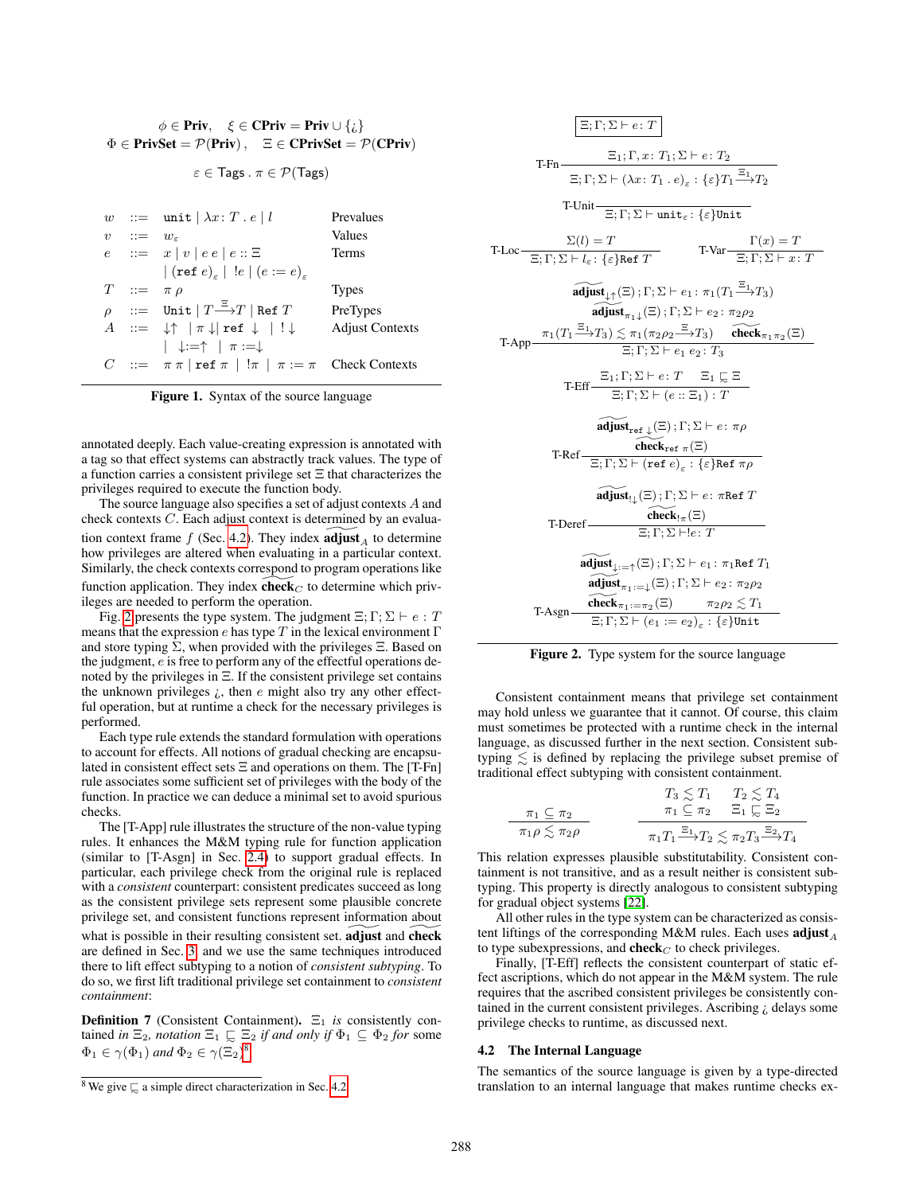$$\phi \in \textbf{Priv}, \quad \xi \in \textbf{CPriv} = \textbf{Priv} \cup \{¿\}$$
$$\Phi \in \textbf{PrivSet} = \mathcal{P}(\textbf{Priv}), \quad \Xi \in \textbf{CPrivSet} = \mathcal{P}(\textbf{CPriv})$$
$$\varepsilon \in \mathsf{Tags}\ .\ \pi \in \mathcal{P}(\mathsf{Tags})$$

$$
\begin{array}{lcll}
w & ::= & \texttt{unit} \mid \lambda x{:}\, T\,.\, e \mid l & \text{Prevalues} \\
v & ::= & w_\varepsilon & \text{Values} \\
e & ::= & x \mid v \mid e\ e \mid e :: \Xi & \text{Terms} \\
 & & \mid (\texttt{ref}\ e)_\varepsilon \mid\ !e \mid (e := e)_\varepsilon & \\
T & ::= & \pi\,\rho & \text{Types} \\
\rho & ::= & \texttt{Unit} \mid T \xrightarrow{\Xi} T \mid \texttt{Ref}\ T & \text{PreTypes} \\
A & ::= & \downarrow\uparrow \mid \pi\downarrow \mid \texttt{ref}\downarrow \mid\ !\downarrow & \text{Adjust Contexts} \\
 & & \mid \downarrow:=\uparrow \mid \pi := \downarrow & \\
C & ::= & \pi\ \pi \mid \texttt{ref}\ \pi \mid\ !\pi \mid \pi := \pi & \text{Check Contexts}
\end{array}
$$

**Figure 1.** Syntax of the source language

annotated deeply. Each value-creating expression is annotated with a tag so that effect systems can abstractly track values. The type of a function carries a consistent privilege set $\Xi$ that characterizes the privileges required to execute the function body.

The source language also specifies a set of adjust contexts $A$ and check contexts $C$. Each adjust context is determined by an evaluation context frame $f$ (Sec. 4.2). They index $\widetilde{\textbf{adjust}}_A$ to determine how privileges are altered when evaluating in a particular context. Similarly, the check contexts correspond to program operations like function application. They index $\widetilde{\textbf{check}}_C$ to determine which privileges are needed to perform the operation.

Fig. 2 presents the type system. The judgment $\Xi; \Gamma; \Sigma \vdash e : T$ means that the expression $e$ has type $T$ in the lexical environment $\Gamma$ and store typing $\Sigma$, when provided with the privileges $\Xi$. Based on the judgment, $e$ is free to perform any of the effectful operations denoted by the privileges in $\Xi$. If the consistent privilege set contains the unknown privileges $¿$, then $e$ might also try any other effectful operation, but at runtime a check for the necessary privileges is performed.

Each type rule extends the standard formulation with operations to account for effects. All notions of gradual checking are encapsulated in consistent effect sets $\Xi$ and operations on them. The [T-Fn] rule associates some sufficient set of privileges with the body of the function. In practice we can deduce a minimal set to avoid spurious checks.

The [T-App] rule illustrates the structure of the non-value typing rules. It enhances the M&M typing rule for function application (similar to [T-Asgn] in Sec. 2.4) to support gradual effects. In particular, each privilege check from the original rule is replaced with a *consistent* counterpart: consistent predicates succeed as long as the consistent privilege sets represent some plausible concrete privilege set, and consistent functions represent information about what is possible in their resulting consistent set. $\widetilde{\textbf{adjust}}$ and $\widetilde{\textbf{check}}$ are defined in Sec. 3, and we use the same techniques introduced there to lift effect subtyping to a notion of *consistent subtyping*. To do so, we first lift traditional privilege set containment to *consistent containment*:

**Definition 7** (Consistent Containment). *$\Xi_1$ is consistently contained in $\Xi_2$, notation $\Xi_1 \mathrel{\widetilde{\sqsubseteq}} \Xi_2$ if and only if $\Phi_1 \subseteq \Phi_2$ for some $\Phi_1 \in \gamma(\Phi_1)$ and $\Phi_2 \in \gamma(\Xi_2)$.*[8]

[8] We give $\widetilde{\sqsubseteq}$ a simple direct characterization in Sec. 4.2.

$$\boxed{\Xi; \Gamma; \Sigma \vdash e : T}$$

$$\text{T-Fn}\ \frac{\Xi_1; \Gamma, x{:}\, T_1; \Sigma \vdash e : T_2}{\Xi; \Gamma; \Sigma \vdash (\lambda x{:}\, T_1\,.\, e)_\varepsilon : \{\varepsilon\}T_1 \xrightarrow{\Xi_1} T_2}$$

$$\text{T-Unit}\ \frac{}{\Xi; \Gamma; \Sigma \vdash \texttt{unit}_\varepsilon : \{\varepsilon\}\texttt{Unit}}$$

$$\text{T-Loc}\ \frac{\Sigma(l) = T}{\Xi; \Gamma; \Sigma \vdash l_\varepsilon : \{\varepsilon\}\texttt{Ref}\ T} \qquad \text{T-Var}\ \frac{\Gamma(x) = T}{\Xi; \Gamma; \Sigma \vdash x : T}$$

$$\text{T-App}\ \frac{\begin{array}{c}\widetilde{\textbf{adjust}}_{\downarrow\uparrow}(\Xi)\,; \Gamma; \Sigma \vdash e_1 : \pi_1(T_1 \xrightarrow{\Xi_1} T_3) \\ \widetilde{\textbf{adjust}}_{\pi_1\downarrow}(\Xi)\,; \Gamma; \Sigma \vdash e_2 : \pi_2\rho_2 \\ \pi_1(T_1 \xrightarrow{\Xi_1} T_3) \lesssim \pi_1(\pi_2\rho_2 \xrightarrow{\Xi} T_3) \quad \widetilde{\textbf{check}}_{\pi_1\,\pi_2}(\Xi)\end{array}}{\Xi; \Gamma; \Sigma \vdash e_1\ e_2 : T_3}$$

$$\text{T-Eff}\ \frac{\Xi_1; \Gamma; \Sigma \vdash e : T \quad \Xi_1 \mathrel{\widetilde{\sqsubseteq}} \Xi}{\Xi; \Gamma; \Sigma \vdash (e :: \Xi_1) : T}$$

$$\text{T-Ref}\ \frac{\begin{array}{c}\widetilde{\textbf{adjust}}_{\texttt{ref}\downarrow}(\Xi)\,; \Gamma; \Sigma \vdash e : \pi\rho \\ \widetilde{\textbf{check}}_{\texttt{ref}\ \pi}(\Xi)\end{array}}{\Xi; \Gamma; \Sigma \vdash (\texttt{ref}\ e)_\varepsilon : \{\varepsilon\}\texttt{Ref}\ \pi\rho}$$

$$\text{T-Deref}\ \frac{\begin{array}{c}\widetilde{\textbf{adjust}}_{!\downarrow}(\Xi)\,; \Gamma; \Sigma \vdash e : \pi\texttt{Ref}\ T \\ \widetilde{\textbf{check}}_{!\pi}(\Xi)\end{array}}{\Xi; \Gamma; \Sigma \vdash !e : T}$$

$$\text{T-Asgn}\ \frac{\begin{array}{c}\widetilde{\textbf{adjust}}_{\downarrow:=\uparrow}(\Xi)\,; \Gamma; \Sigma \vdash e_1 : \pi_1\texttt{Ref}\ T_1 \\ \widetilde{\textbf{adjust}}_{\pi_1:=\downarrow}(\Xi)\,; \Gamma; \Sigma \vdash e_2 : \pi_2\rho_2 \\ \widetilde{\textbf{check}}_{\pi_1:=\pi_2}(\Xi) \qquad \pi_2\rho_2 \lesssim T_1\end{array}}{\Xi; \Gamma; \Sigma \vdash (e_1 := e_2)_\varepsilon : \{\varepsilon\}\texttt{Unit}}$$

**Figure 2.** Type system for the source language

Consistent containment means that privilege set containment may hold unless we guarantee that it cannot. Of course, this claim must sometimes be protected with a runtime check in the internal language, as discussed further in the next section. Consistent subtyping $\lesssim$ is defined by replacing the privilege subset premise of traditional effect subtyping with consistent containment.

$$\frac{\pi_1 \subseteq \pi_2}{\pi_1\rho \lesssim \pi_2\rho} \qquad \frac{\begin{array}{cc}T_3 \lesssim T_1 & T_2 \lesssim T_4 \\ \pi_1 \subseteq \pi_2 & \Xi_1 \mathrel{\widetilde{\sqsubseteq}} \Xi_2\end{array}}{\pi_1 T_1 \xrightarrow{\Xi_1} T_2 \lesssim \pi_2 T_3 \xrightarrow{\Xi_2} T_4}$$

This relation expresses plausible substitutability. Consistent containment is not transitive, and as a result neither is consistent subtyping. This property is directly analogous to consistent subtyping for gradual object systems [22].

All other rules in the type system can be characterized as consistent liftings of the corresponding M&M rules. Each uses $\widetilde{\textbf{adjust}}_A$ to type subexpressions, and $\widetilde{\textbf{check}}_C$ to check privileges.

Finally, [T-Eff] reflects the consistent counterpart of static effect ascriptions, which do not appear in the M&M system. The rule requires that the ascribed consistent privileges be consistently contained in the current consistent privileges. Ascribing $¿$ delays some privilege checks to runtime, as discussed next.

### 4.2 The Internal Language

The semantics of the source language is given by a type-directed translation to an internal language that makes runtime checks ex-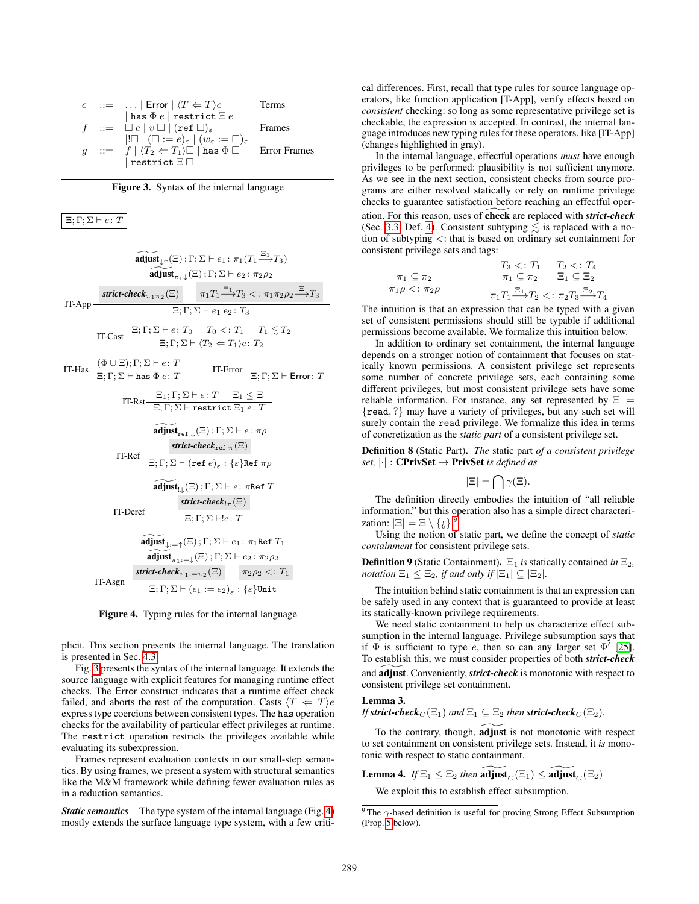$$
\begin{array}{llll}
e & ::= & \ldots \mid \mathsf{Error} \mid \langle T \Leftarrow T \rangle e & \text{Terms} \\
  &     & \mid \texttt{has}\ \Phi\ e \mid \texttt{restrict}\ \Xi\ e & \\
f & ::= & \square\ e \mid v\ \square \mid (\texttt{ref}\ \square)_\varepsilon & \text{Frames} \\
  &     & \mid !\square \mid (\square := e)_\varepsilon \mid (w_\varepsilon := \square)_\varepsilon & \\
g & ::= & f \mid \langle T_2 \Leftarrow T_1 \rangle \square \mid \texttt{has}\ \Phi\ \square & \text{Error Frames} \\
  &     & \mid \texttt{restrict}\ \Xi\ \square &
\end{array}
$$

**Figure 3.** Syntax of the internal language

$\boxed{\Xi; \Gamma; \Sigma \vdash e : T}$

$$
\text{IT-App}\ \frac{\widetilde{\textbf{adjust}}_{\downarrow\uparrow}(\Xi)\,; \Gamma; \Sigma \vdash e_1 : \pi_1(T_1 \xrightarrow{\Xi_1} T_3) \quad \widetilde{\textbf{adjust}}_{\pi_1\downarrow}(\Xi)\,; \Gamma; \Sigma \vdash e_2 : \pi_2\rho_2 \quad \textit{\textbf{strict-check}}_{\pi_1\pi_2}(\Xi) \quad \pi_1 T_1 \xrightarrow{\Xi_1} T_3 <: \pi_1\pi_2\rho_2 \xrightarrow{\Xi} T_3}{\Xi; \Gamma; \Sigma \vdash e_1\ e_2 : T_3}
$$

$$
\text{IT-Cast}\ \frac{\Xi; \Gamma; \Sigma \vdash e : T_0 \quad T_0 <: T_1 \quad T_1 \lesssim T_2}{\Xi; \Gamma; \Sigma \vdash \langle T_2 \Leftarrow T_1 \rangle e : T_2}
$$

$$
\text{IT-Has}\ \frac{(\Phi \cup \Xi); \Gamma; \Sigma \vdash e : T}{\Xi; \Gamma; \Sigma \vdash \texttt{has}\ \Phi\ e : T} \qquad \text{IT-Error}\ \frac{}{\Xi; \Gamma; \Sigma \vdash \mathsf{Error} : T}
$$

$$
\text{IT-Rst}\ \frac{\Xi_1; \Gamma; \Sigma \vdash e : T \quad \Xi_1 \leq \Xi}{\Xi; \Gamma; \Sigma \vdash \texttt{restrict}\ \Xi_1\ e : T}
$$

$$
\text{IT-Ref}\ \frac{\widetilde{\textbf{adjust}}_{\texttt{ref}\downarrow}(\Xi)\,; \Gamma; \Sigma \vdash e : \pi\rho \quad \textit{\textbf{strict-check}}_{\texttt{ref}\ \pi}(\Xi)}{\Xi; \Gamma; \Sigma \vdash (\texttt{ref}\ e)_\varepsilon : \{\varepsilon\}\texttt{Ref}\ \pi\rho}
$$

$$
\text{IT-Deref}\ \frac{\widetilde{\textbf{adjust}}_{!\downarrow}(\Xi)\,; \Gamma; \Sigma \vdash e : \pi\texttt{Ref}\ T \quad \textit{\textbf{strict-check}}_{!\pi}(\Xi)}{\Xi; \Gamma; \Sigma \vdash !e : T}
$$

$$
\text{IT-Asgn}\ \frac{\widetilde{\textbf{adjust}}_{\downarrow:=\uparrow}(\Xi)\,; \Gamma; \Sigma \vdash e_1 : \pi_1\texttt{Ref}\ T_1 \quad \widetilde{\textbf{adjust}}_{\pi_1:=\downarrow}(\Xi)\,; \Gamma; \Sigma \vdash e_2 : \pi_2\rho_2 \quad \textit{\textbf{strict-check}}_{\pi_1:=\pi_2}(\Xi) \quad \pi_2\rho_2 <: T_1}{\Xi; \Gamma; \Sigma \vdash (e_1 := e_2)_\varepsilon : \{\varepsilon\}\texttt{Unit}}
$$

**Figure 4.** Typing rules for the internal language

plicit. This section presents the internal language. The translation is presented in Sec. 4.3.

Fig. 3 presents the syntax of the internal language. It extends the source language with explicit features for managing runtime effect checks. The Error construct indicates that a runtime effect check failed, and aborts the rest of the computation. Casts $\langle T \Leftarrow T \rangle e$ express type coercions between consistent types. The `has` operation checks for the availability of particular effect privileges at runtime. The `restrict` operation restricts the privileges available while evaluating its subexpression.

Frames represent evaluation contexts in our small-step semantics. By using frames, we present a system with structural semantics like the M&M framework while defining fewer evaluation rules as in a reduction semantics.

***Static semantics*** The type system of the internal language (Fig. 4) mostly extends the surface language type system, with a few critical differences. First, recall that type rules for source language operators, like function application [T-App], verify effects based on *consistent* checking: so long as some representative privilege set is checkable, the expression is accepted. In contrast, the internal language introduces new typing rules for these operators, like [IT-App] (changes highlighted in gray).

In the internal language, effectful operations *must* have enough privileges to be performed: plausibility is not sufficient anymore. As we see in the next section, consistent checks from source programs are either resolved statically or rely on runtime privilege checks to guarantee satisfaction before reaching an effectful operation. For this reason, uses of $\widetilde{\textbf{check}}$ are replaced with ***strict-check*** (Sec. 3.3, Def. 4). Consistent subtyping $\lesssim$ is replaced with a notion of subtyping $<:$ that is based on ordinary set containment for consistent privilege sets and tags:

$$
\frac{\pi_1 \subseteq \pi_2}{\pi_1\rho <: \pi_2\rho} \qquad \frac{T_3 <: T_1 \quad T_2 <: T_4 \quad \pi_1 \subseteq \pi_2 \quad \Xi_1 \subseteq \Xi_2}{\pi_1 T_1 \xrightarrow{\Xi_1} T_2 <: \pi_2 T_3 \xrightarrow{\Xi_2} T_4}
$$

The intuition is that an expression that can be typed with a given set of consistent permissions should still be typable if additional permissions become available. We formalize this intuition below.

In addition to ordinary set containment, the internal language depends on a stronger notion of containment that focuses on statically known permissions. A consistent privilege set represents some number of concrete privilege sets, each containing some different privileges, but most consistent privilege sets have some reliable information. For instance, any set represented by $\Xi = \{\texttt{read}, ?\}$ may have a variety of privileges, but any such set will surely contain the `read` privilege. We formalize this idea in terms of concretization as the *static part* of a consistent privilege set.

**Definition 8** (Static Part). *The* static part *of a consistent privilege set,* $|\cdot| : \textbf{CPrivSet} \to \textbf{PrivSet}$ *is defined as*

$$
|\Xi| = \bigcap \gamma(\Xi).
$$

The definition directly embodies the intuition of "all reliable information," but this operation also has a simple direct characterization: $|\Xi| = \Xi \setminus \{¿\}$.[9]

Using the notion of static part, we define the concept of *static containment* for consistent privilege sets.

**Definition 9** (Static Containment). $\Xi_1$ *is* statically contained *in* $\Xi_2$*, notation* $\Xi_1 \leq \Xi_2$*, if and only if* $|\Xi_1| \subseteq |\Xi_2|$.

The intuition behind static containment is that an expression can be safely used in any context that is guaranteed to provide at least its statically-known privilege requirements.

We need static containment to help us characterize effect subsumption in the internal language. Privilege subsumption says that if $\Phi$ is sufficient to type $e$, then so can any larger set $\Phi'$ [25]. To establish this, we must consider properties of both ***strict-check*** and $\widetilde{\textbf{adjust}}$. Conveniently, ***strict-check*** is monotonic with respect to consistent privilege set containment.

**Lemma 3.**
*If* ***strict-check***$_C(\Xi_1)$ *and* $\Xi_1 \subseteq \Xi_2$ *then* ***strict-check***$_C(\Xi_2)$.

To the contrary, though, $\widetilde{\textbf{adjust}}$ is not monotonic with respect to set containment on consistent privilege sets. Instead, it *is* monotonic with respect to static containment.

**Lemma 4.** *If* $\Xi_1 \leq \Xi_2$ *then* $\widetilde{\textbf{adjust}}_C(\Xi_1) \leq \widetilde{\textbf{adjust}}_C(\Xi_2)$

We exploit this to establish effect subsumption.

[9] The $\gamma$-based definition is useful for proving Strong Effect Subsumption (Prop. 5 below).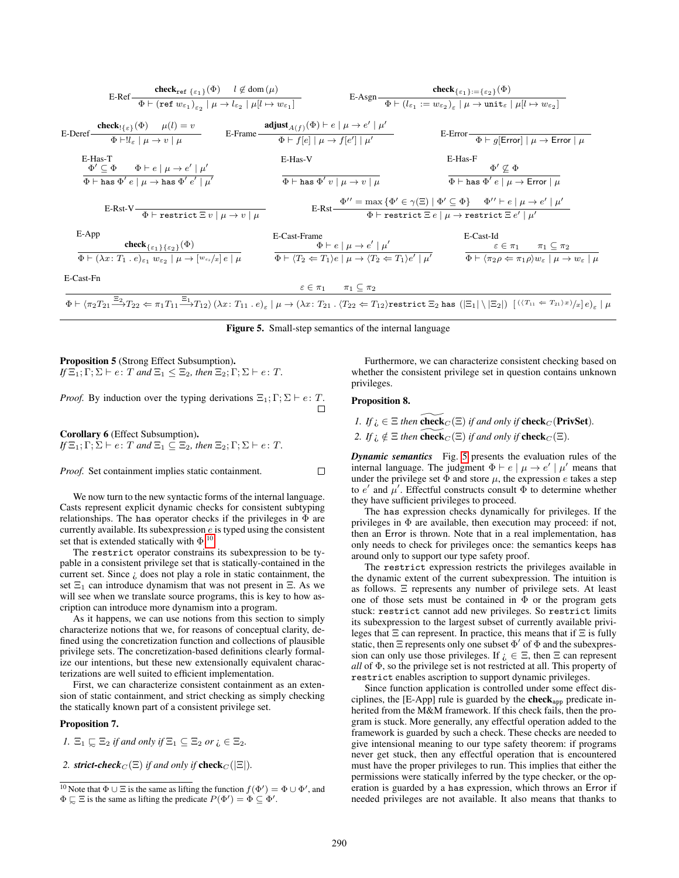$$\text{E-Ref}\ \frac{\mathbf{check}_{\texttt{ref}\ \{\varepsilon_1\}}(\Phi) \qquad l \notin \operatorname{dom}(\mu)}{\Phi \vdash (\texttt{ref}\ w_{\varepsilon_1})_{\varepsilon_2} \mid \mu \to l_{\varepsilon_2} \mid \mu[l \mapsto w_{\varepsilon_1}]} \qquad \text{E-Asgn}\ \frac{\mathbf{check}_{\{\varepsilon_1\}:=\{\varepsilon_2\}}(\Phi)}{\Phi \vdash (l_{\varepsilon_1} := w_{\varepsilon_2})_{\varepsilon} \mid \mu \to \texttt{unit}_{\varepsilon} \mid \mu[l \mapsto w_{\varepsilon_2}]}$$

$$\text{E-Deref}\ \frac{\mathbf{check}_{!\{\varepsilon\}}(\Phi) \qquad \mu(l) = v}{\Phi \vdash !l_{\varepsilon} \mid \mu \to v \mid \mu} \qquad \text{E-Frame}\ \frac{\mathbf{adjust}_{A(f)}(\Phi) \vdash e \mid \mu \to e' \mid \mu'}{\Phi \vdash f[e] \mid \mu \to f[e'] \mid \mu'} \qquad \text{E-Error}\ \frac{}{\Phi \vdash g[\mathsf{Error}] \mid \mu \to \mathsf{Error} \mid \mu}$$

$$\text{E-Has-T}\ \frac{\Phi' \subseteq \Phi \qquad \Phi \vdash e \mid \mu \to e' \mid \mu'}{\Phi \vdash \texttt{has}\ \Phi'\ e \mid \mu \to \texttt{has}\ \Phi'\ e' \mid \mu'} \qquad \text{E-Has-V}\ \frac{}{\Phi \vdash \texttt{has}\ \Phi'\ v \mid \mu \to v \mid \mu} \qquad \text{E-Has-F}\ \frac{\Phi' \not\subseteq \Phi}{\Phi \vdash \texttt{has}\ \Phi'\ e \mid \mu \to \mathsf{Error} \mid \mu}$$

$$\text{E-Rst-V}\ \frac{}{\Phi \vdash \texttt{restrict}\ \Xi\ v \mid \mu \to v \mid \mu} \qquad \text{E-Rst}\ \frac{\Phi'' = \max\{\Phi' \in \gamma(\Xi) \mid \Phi' \subseteq \Phi\} \qquad \Phi'' \vdash e \mid \mu \to e' \mid \mu'}{\Phi \vdash \texttt{restrict}\ \Xi\ e \mid \mu \to \texttt{restrict}\ \Xi\ e' \mid \mu'}$$

$$\text{E-App}\ \frac{\mathbf{check}_{\{\varepsilon_1\}\{\varepsilon_2\}}(\Phi)}{\Phi \vdash (\lambda x\colon T_1\,.\,e)_{\varepsilon_1}\ w_{\varepsilon_2} \mid \mu \to [w_{\varepsilon_2}/x]\,e \mid \mu} \qquad \text{E-Cast-Frame}\ \frac{\Phi \vdash e \mid \mu \to e' \mid \mu'}{\Phi \vdash \langle T_2 \Leftarrow T_1\rangle e \mid \mu \to \langle T_2 \Leftarrow T_1\rangle e' \mid \mu'} \qquad \text{E-Cast-Id}\ \frac{\varepsilon \in \pi_1 \qquad \pi_1 \subseteq \pi_2}{\Phi \vdash \langle \pi_2\rho \Leftarrow \pi_1\rho\rangle w_{\varepsilon} \mid \mu \to w_{\varepsilon} \mid \mu}$$

$$\text{E-Cast-Fn}\ \frac{\varepsilon \in \pi_1 \qquad \pi_1 \subseteq \pi_2}{\Phi \vdash \langle \pi_2 T_{21} \xrightarrow{\Xi_2} T_{22} \Leftarrow \pi_1 T_{11} \xrightarrow{\Xi_1} T_{12}\rangle\,(\lambda x\colon T_{11}\,.\,e)_{\varepsilon} \mid \mu \to (\lambda x\colon T_{21}\,.\,\langle T_{22} \Leftarrow T_{12}\rangle \texttt{restrict}\ \Xi_2\ \texttt{has}\ (|\Xi_1| \setminus |\Xi_2|)\ [(\langle T_{11} \Leftarrow T_{21}\rangle x)/x]\,e)_{\varepsilon} \mid \mu}$$

**Figure 5.** Small-step semantics of the internal language

**Proposition 5** (Strong Effect Subsumption)**.**
*If* $\Xi_1; \Gamma; \Sigma \vdash e\colon T$ *and* $\Xi_1 \leq \Xi_2$*, then* $\Xi_2; \Gamma; \Sigma \vdash e\colon T$.

*Proof.* By induction over the typing derivations $\Xi_1; \Gamma; \Sigma \vdash e\colon T$. □

**Corollary 6** (Effect Subsumption)**.**
*If* $\Xi_1; \Gamma; \Sigma \vdash e\colon T$ *and* $\Xi_1 \subseteq \Xi_2$*, then* $\Xi_2; \Gamma; \Sigma \vdash e\colon T$.

*Proof.* Set containment implies static containment. □

We now turn to the new syntactic forms of the internal language. Casts represent explicit dynamic checks for consistent subtyping relationships. The `has` operator checks if the privileges in $\Phi$ are currently available. Its subexpression $e$ is typed using the consistent set that is extended statically with $\Phi$.[10]

The `restrict` operator constrains its subexpression to be typable in a consistent privilege set that is statically-contained in the current set. Since ¿ does not play a role in static containment, the set $\Xi_1$ can introduce dynamism that was not present in $\Xi$. As we will see when we translate source programs, this is key to how ascription can introduce more dynamism into a program.

As it happens, we can use notions from this section to simply characterize notions that we, for reasons of conceptual clarity, defined using the concretization function and collections of plausible privilege sets. The concretization-based definitions clearly formalize our intentions, but these new extensionally equivalent characterizations are well suited to efficient implementation.

First, we can characterize consistent containment as an extension of static containment, and strict checking as simply checking the statically known part of a consistent privilege set.

**Proposition 7.**

1. $\Xi_1 \;\widetilde{\subseteq}\; \Xi_2$ *if and only if* $\Xi_1 \subseteq \Xi_2$ *or* ¿ $\in \Xi_2$.
2. ***strict-check***$_C(\Xi)$ *if and only if* $\mathbf{check}_C(|\Xi|)$.

Furthermore, we can characterize consistent checking based on whether the consistent privilege set in question contains unknown privileges.

**Proposition 8.**

1. *If* ¿ $\in \Xi$ *then* $\widetilde{\mathbf{check}}_C(\Xi)$ *if and only if* $\mathbf{check}_C(\mathbf{PrivSet})$.
2. *If* ¿ $\notin \Xi$ *then* $\widetilde{\mathbf{check}}_C(\Xi)$ *if and only if* $\mathbf{check}_C(\Xi)$.

***Dynamic semantics*** Fig. 5 presents the evaluation rules of the internal language. The judgment $\Phi \vdash e \mid \mu \to e' \mid \mu'$ means that under the privilege set $\Phi$ and store $\mu$, the expression $e$ takes a step to $e'$ and $\mu'$. Effectful constructs consult $\Phi$ to determine whether they have sufficient privileges to proceed.

The `has` expression checks dynamically for privileges. If the privileges in $\Phi$ are available, then execution may proceed: if not, then an Error is thrown. Note that in a real implementation, `has` only needs to check for privileges once: the semantics keeps `has` around only to support our type safety proof.

The `restrict` expression restricts the privileges available in the dynamic extent of the current subexpression. The intuition is as follows. $\Xi$ represents any number of privilege sets. At least one of those sets must be contained in $\Phi$ or the program gets stuck: `restrict` cannot add new privileges. So `restrict` limits its subexpression to the largest subset of currently available privileges that $\Xi$ can represent. In practice, this means that if $\Xi$ is fully static, then $\Xi$ represents only one subset $\Phi'$ of $\Phi$ and the subexpression can only use those privileges. If ¿ $\in \Xi$, then $\Xi$ can represent *all* of $\Phi$, so the privilege set is not restricted at all. This property of `restrict` enables ascription to support dynamic privileges.

Since function application is controlled under some effect disciplines, the [E-App] rule is guarded by the $\mathbf{check}_{\mathsf{app}}$ predicate inherited from the M&M framework. If this check fails, then the program is stuck. More generally, any effectful operation added to the framework is guarded by such a check. These checks are needed to give intensional meaning to our type safety theorem: if programs never get stuck, then any effectful operation that is encountered must have the proper privileges to run. This implies that either the permissions were statically inferred by the type checker, or the operation is guarded by a `has` expression, which throws an Error if needed privileges are not available. It also means that thanks to

---

[10] Note that $\Phi \cup \Xi$ is the same as lifting the function $f(\Phi') = \Phi \cup \Phi'$, and $\Phi \;\widetilde{\subseteq}\; \Xi$ is the same as lifting the predicate $P(\Phi') = \Phi \subseteq \Phi'$.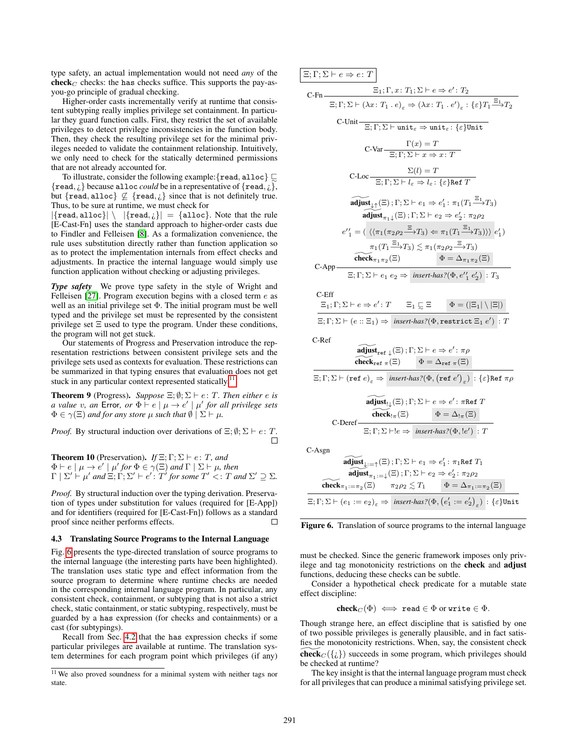type safety, an actual implementation would not need *any* of the **check**$_C$ checks: the has checks suffice. This supports the pay-as-you-go principle of gradual checking.

Higher-order casts incrementally verify at runtime that consistent subtyping really implies privilege set containment. In particular they guard function calls. First, they restrict the set of available privileges to detect privilege inconsistencies in the function body. Then, they check the resulting privilege set for the minimal privileges needed to validate the containment relationship. Intuitively, we only need to check for the statically determined permissions that are not already accounted for.

To illustrate, consider the following example: $\{\texttt{read}, \texttt{alloc}\} \mathrel{\widetilde{\sqsubseteq}} \{\texttt{read}, ¿\}$ because alloc *could* be in a representative of $\{\texttt{read}, ¿\}$, but $\{\texttt{read}, \texttt{alloc}\} \not\sqsubseteq \{\texttt{read}, ¿\}$ since that is not definitely true. Thus, to be sure at runtime, we must check for $|\{\texttt{read}, \texttt{alloc}\}| \setminus |\{\texttt{read}, ¿\}| = \{\texttt{alloc}\}$. Note that the rule [E-Cast-Fn] uses the standard approach to higher-order casts due to Findler and Felleisen [8]. As a formalization convenience, the rule uses substitution directly rather than function application so as to protect the implementation internals from effect checks and adjustments. In practice the internal language would simply use function application without checking or adjusting privileges.

***Type safety*** We prove type safety in the style of Wright and Felleisen [27]. Program execution begins with a closed term $e$ as well as an initial privilege set $\Phi$. The initial program must be well typed and the privilege set must be represented by the consistent privilege set $\Xi$ used to type the program. Under these conditions, the program will not get stuck.

Our statements of Progress and Preservation introduce the representation restrictions between consistent privilege sets and the privilege sets used as contexts for evaluation. These restrictions can be summarized in that typing ensures that evaluation does not get stuck in any particular context represented statically.[11]

**Theorem 9** (Progress). *Suppose $\Xi; \emptyset; \Sigma \vdash e : T$. Then either $e$ is a value $v$, an* Error*, or $\Phi \vdash e \mid \mu \to e' \mid \mu'$ for all privilege sets $\Phi \in \gamma(\Xi)$ and for any store $\mu$ such that $\emptyset \mid \Sigma \vdash \mu$.*

*Proof.* By structural induction over derivations of $\Xi; \emptyset; \Sigma \vdash e : T$. ☐

**Theorem 10** (Preservation). *If $\Xi; \Gamma; \Sigma \vdash e : T$, and $\Phi \vdash e \mid \mu \to e' \mid \mu'$ for $\Phi \in \gamma(\Xi)$ and $\Gamma \mid \Sigma \vdash \mu$, then $\Gamma \mid \Sigma' \vdash \mu'$ and $\Xi; \Gamma; \Sigma' \vdash e' : T'$ for some $T' <: T$ and $\Sigma' \supseteq \Sigma$.*

*Proof.* By structural induction over the typing derivation. Preservation of types under substitution for values (required for [E-App]) and for identifiers (required for [E-Cast-Fn]) follows as a standard proof since neither performs effects. ☐

### 4.3 Translating Source Programs to the Internal Language

Fig. 6 presents the type-directed translation of source programs to the internal language (the interesting parts have been highlighted). The translation uses static type and effect information from the source program to determine where runtime checks are needed in the corresponding internal language program. In particular, any consistent check, containment, or subtyping that is not also a strict check, static containment, or static subtyping, respectively, must be guarded by a has expression (for checks and containments) or a cast (for subtypings).

Recall from Sec. 4.2 that the has expression checks if some particular privileges are available at runtime. The translation system determines for each program point which privileges (if any) must be checked. Since the generic framework imposes only privilege and tag monotonicity restrictions on the **check** and **adjust** functions, deducing these checks can be subtle.

Consider a hypothetical check predicate for a mutable state effect discipline:

$$\textbf{check}_C(\Phi) \iff \texttt{read} \in \Phi \text{ or } \texttt{write} \in \Phi.$$

Though strange here, an effect discipline that is satisfied by one of two possible privileges is generally plausible, and in fact satisfies the monotonicity restrictions. When, say, the consistent check $\widetilde{\textbf{check}}_C(\{¿\})$ succeeds in some program, which privileges should be checked at runtime?

The key insight is that the internal language program must check for all privileges that can produce a minimal satisfying privilege set.

[11] We also proved soundness for a minimal system with neither tags nor state.

$\boxed{\Xi; \Gamma; \Sigma \vdash e \Rightarrow e : T}$

$$\text{C-Fn}\ \frac{\Xi_1; \Gamma, x : T_1; \Sigma \vdash e \Rightarrow e' : T_2}{\Xi; \Gamma; \Sigma \vdash (\lambda x : T_1 \,.\, e)_\varepsilon \Rightarrow (\lambda x : T_1 \,.\, e')_\varepsilon : \{\varepsilon\}T_1 \xrightarrow{\Xi_1} T_2}$$

$$\text{C-Unit}\ \frac{}{\Xi; \Gamma; \Sigma \vdash \texttt{unit}_\varepsilon \Rightarrow \texttt{unit}_\varepsilon : \{\varepsilon\}\texttt{Unit}}$$

$$\text{C-Var}\ \frac{\Gamma(x) = T}{\Xi; \Gamma; \Sigma \vdash x \Rightarrow x : T}$$

$$\text{C-Loc}\ \frac{\Sigma(l) = T}{\Xi; \Gamma; \Sigma \vdash l_\varepsilon \Rightarrow l_\varepsilon : \{\varepsilon\}\texttt{Ref}\ T}$$

$$\text{C-App}\ \frac{\begin{array}{c}\widetilde{\textbf{adjust}}_{\downarrow\uparrow}(\Xi); \Gamma; \Sigma \vdash e_1 \Rightarrow e_1' : \pi_1(T_1 \xrightarrow{\Xi_1} T_3) \\ \widetilde{\textbf{adjust}}_{\pi_1\downarrow}(\Xi); \Gamma; \Sigma \vdash e_2 \Rightarrow e_2' : \pi_2\rho_2 \\ e_1'' = (\ \langle\langle \pi_1(\pi_2\rho_2 \xrightarrow{\Xi} T_3) \Leftarrow \pi_1(T_1 \xrightarrow{\Xi_1} T_3) \rangle\rangle\ e_1') \\ \pi_1(T_1 \xrightarrow{\Xi_1} T_3) \lesssim \pi_1(\pi_2\rho_2 \xrightarrow{\Xi} T_3) \\ \widetilde{\textbf{check}}_{\pi_1\pi_2}(\Xi) \qquad \Phi = \Delta_{\pi_1\pi_2}(\Xi)\end{array}}{\Xi; \Gamma; \Sigma \vdash e_1\ e_2 \Rightarrow \textit{insert-has?}(\Phi, e_1''\ e_2') : T_3}$$

$$\text{C-Eff}\ \frac{\Xi_1; \Gamma; \Sigma \vdash e \Rightarrow e' : T \qquad \Xi_1 \mathrel{\widetilde{\sqsubseteq}} \Xi \qquad \Phi = (|\Xi_1| \setminus |\Xi|)}{\Xi; \Gamma; \Sigma \vdash (e :: \Xi_1) \Rightarrow \textit{insert-has?}(\Phi, \texttt{restrict}\ \Xi_1\ e') : T}$$

$$\text{C-Ref}\ \frac{\begin{array}{c}\widetilde{\textbf{adjust}}_{\texttt{ref}\downarrow}(\Xi); \Gamma; \Sigma \vdash e \Rightarrow e' : \pi\rho \\ \widetilde{\textbf{check}}_{\texttt{ref}\ \pi}(\Xi) \qquad \Phi = \Delta_{\texttt{ref}\ \pi}(\Xi)\end{array}}{\Xi; \Gamma; \Sigma \vdash (\texttt{ref}\ e)_\varepsilon \Rightarrow \textit{insert-has?}(\Phi, (\texttt{ref}\ e')_\varepsilon) : \{\varepsilon\}\texttt{Ref}\ \pi\rho}$$

$$\text{C-Deref}\ \frac{\begin{array}{c}\widetilde{\textbf{adjust}}_{!\downarrow}(\Xi); \Gamma; \Sigma \vdash e \Rightarrow e' : \pi\texttt{Ref}\ T \\ \widetilde{\textbf{check}}_{!\pi}(\Xi) \qquad \Phi = \Delta_{!\pi}(\Xi)\end{array}}{\Xi; \Gamma; \Sigma \vdash !e \Rightarrow \textit{insert-has?}(\Phi, !e') : T}$$

$$\text{C-Asgn}\ \frac{\begin{array}{c}\widetilde{\textbf{adjust}}_{\downarrow:=\uparrow}(\Xi); \Gamma; \Sigma \vdash e_1 \Rightarrow e_1' : \pi_1\texttt{Ref}\ T_1 \\ \widetilde{\textbf{adjust}}_{\pi_1:=\downarrow}(\Xi); \Gamma; \Sigma \vdash e_2 \Rightarrow e_2' : \pi_2\rho_2 \\ \widetilde{\textbf{check}}_{\pi_1:=\pi_2}(\Xi) \qquad \pi_2\rho_2 \lesssim T_1 \qquad \Phi = \Delta_{\pi_1:=\pi_2}(\Xi)\end{array}}{\Xi; \Gamma; \Sigma \vdash (e_1 := e_2)_\varepsilon \Rightarrow \textit{insert-has?}(\Phi, (e_1' := e_2')_\varepsilon) : \{\varepsilon\}\texttt{Unit}}$$

**Figure 6.** Translation of source programs to the internal language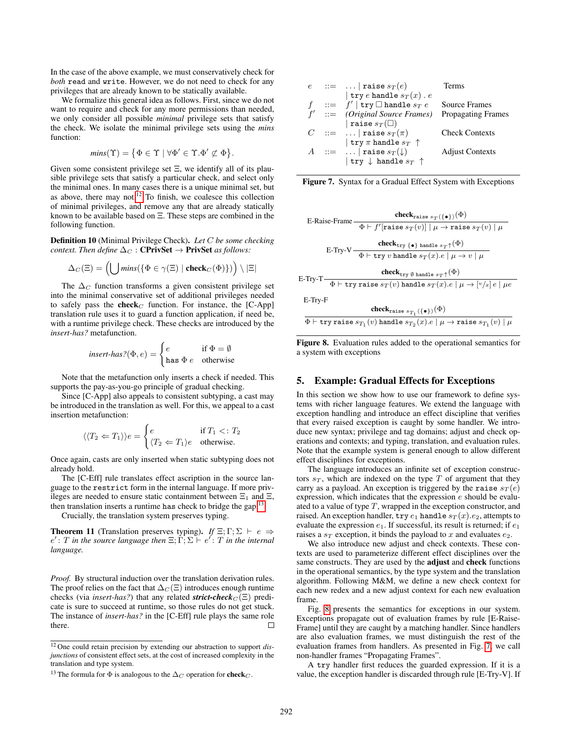In the case of the above example, we must conservatively check for *both* `read` and `write`. However, we do not need to check for any privileges that are already known to be statically available.

We formalize this general idea as follows. First, since we do not want to require and check for any more permissions than needed, we only consider all possible *minimal* privilege sets that satisfy the check. We isolate the minimal privilege sets using the *mins* function:

$$mins(\Upsilon) = \{\Phi \in \Upsilon \mid \forall \Phi' \in \Upsilon . \Phi' \not\subset \Phi\}.$$

Given some consistent privilege set $\Xi$, we identify all of its plausible privilege sets that satisfy a particular check, and select only the minimal ones. In many cases there is a unique minimal set, but as above, there may not.[12] To finish, we coalesce this collection of minimal privileges, and remove any that are already statically known to be available based on $\Xi$. These steps are combined in the following function.

**Definition 10** (Minimal Privilege Check). *Let $C$ be some checking context. Then define $\Delta_C$ : **CPrivSet** $\rightarrow$ **PrivSet** as follows:*

$$\Delta_C(\Xi) = \left(\bigcup mins(\{\Phi \in \gamma(\Xi) \mid \textbf{check}_C(\Phi)\})\right) \setminus |\Xi|$$

The $\Delta_C$ function transforms a given consistent privilege set into the minimal conservative set of additional privileges needed to safely pass the $\textbf{check}_C$ function. For instance, the [C-App] translation rule uses it to guard a function application, if need be, with a runtime privilege check. These checks are introduced by the *insert-has?* metafunction.

$$insert\text{-}has?(\Phi, e) = \begin{cases} e & \text{if } \Phi = \emptyset \\ \texttt{has}\ \Phi\ e & \text{otherwise} \end{cases}$$

Note that the metafunction only inserts a check if needed. This supports the pay-as-you-go principle of gradual checking.

Since [C-App] also appeals to consistent subtyping, a cast may be introduced in the translation as well. For this, we appeal to a cast insertion metafunction:

$$\langle\langle T_2 \Leftarrow T_1 \rangle\rangle e = \begin{cases} e & \text{if } T_1 <: T_2 \\ \langle T_2 \Leftarrow T_1 \rangle e & \text{otherwise.} \end{cases}$$

Once again, casts are only inserted when static subtyping does not already hold.

The [C-Eff] rule translates effect ascription in the source language to the `restrict` form in the internal language. If more privileges are needed to ensure static containment between $\Xi_1$ and $\Xi$, then translation inserts a runtime `has` check to bridge the gap.[13]

Crucially, the translation system preserves typing.

**Theorem 11** (Translation preserves typing). *If $\Xi; \Gamma; \Sigma \vdash e \Rightarrow e' : T$ in the source language then $\Xi; \Gamma; \Sigma \vdash e' : T$ in the internal language.*

*Proof.* By structural induction over the translation derivation rules. The proof relies on the fact that $\Delta_C(\Xi)$ introduces enough runtime checks (via *insert-has?*) that any related ***strict-check***$_C(\Xi)$ predicate is sure to succeed at runtime, so those rules do not get stuck. The instance of *insert-has?* in the [C-Eff] rule plays the same role there. ☐

[12] One could retain precision by extending our abstraction to support *disjunctions* of consistent effect sets, at the cost of increased complexity in the translation and type system.

[13] The formula for $\Phi$ is analogous to the $\Delta_C$ operation for $\textbf{check}_C$.

$$
\begin{array}{llll}
e & ::= & \ldots \mid \texttt{raise}\ s_T(e) & \text{Terms} \\
 & & \mid \texttt{try}\ e\ \texttt{handle}\ s_T(x)\ .\ e & \\
f & ::= & f' \mid \texttt{try}\ \Box\ \texttt{handle}\ s_T\ e & \text{Source Frames} \\
f' & ::= & \textit{(Original Source Frames)} & \text{Propagating Frames} \\
 & & \mid \texttt{raise}\ s_T(\Box) & \\
C & ::= & \ldots \mid \texttt{raise}\ s_T(\pi) & \text{Check Contexts} \\
 & & \mid \texttt{try}\ \pi\ \texttt{handle}\ s_T\ \uparrow & \\
A & ::= & \ldots \mid \texttt{raise}\ s_T(\downarrow) & \text{Adjust Contexts} \\
 & & \mid \texttt{try}\ \downarrow\ \texttt{handle}\ s_T\ \uparrow &
\end{array}
$$

**Figure 7.** Syntax for a Gradual Effect System with Exceptions

$$\text{E-Raise-Frame}\ \frac{\textbf{check}_{\texttt{raise}\ s_T(\{\bullet\})}(\Phi)}{\Phi \vdash f'[\texttt{raise}\ s_T(v)] \mid \mu \rightarrow \texttt{raise}\ s_T(v) \mid \mu}$$

$$\text{E-Try-V}\ \frac{\textbf{check}_{\texttt{try}\ \{\bullet\}\ \texttt{handle}\ s_T \uparrow}(\Phi)}{\Phi \vdash \texttt{try}\ v\ \texttt{handle}\ s_T(x).e \mid \mu \rightarrow v \mid \mu}$$

$$\text{E-Try-T}\ \frac{\textbf{check}_{\texttt{try}\ \emptyset\ \texttt{handle}\ s_T \uparrow}(\Phi)}{\Phi \vdash \texttt{try raise}\ s_T(v)\ \texttt{handle}\ s_T(x).e \mid \mu \rightarrow [v/x]\, e \mid \mu e}$$

$$\text{E-Try-F}\ \frac{\textbf{check}_{\texttt{raise}\ s_{T_1}(\{\bullet\})}(\Phi)}{\Phi \vdash \texttt{try raise}\ s_{T_1}(v)\ \texttt{handle}\ s_{T_2}(x).e \mid \mu \rightarrow \texttt{raise}\ s_{T_1}(v) \mid \mu}$$

**Figure 8.** Evaluation rules added to the operational semantics for a system with exceptions

## 5. Example: Gradual Effects for Exceptions

In this section we show how to use our framework to define systems with richer language features. We extend the language with exception handling and introduce an effect discipline that verifies that every raised exception is caught by some handler. We introduce new syntax; privilege and tag domains; adjust and check operations and contexts; and typing, translation, and evaluation rules. Note that the example system is general enough to allow different effect disciplines for exceptions.

The language introduces an infinite set of exception constructors $s_T$, which are indexed on the type $T$ of argument that they carry as a payload. An exception is triggered by the `raise` $s_T(e)$ expression, which indicates that the expression $e$ should be evaluated to a value of type $T$, wrapped in the exception constructor, and raised. An exception handler, `try` $e_1$ `handle` $s_T(x).e_2$, attempts to evaluate the expression $e_1$. If successful, its result is returned; if $e_1$ raises a $s_T$ exception, it binds the payload to $x$ and evaluates $e_2$.

We also introduce new adjust and check contexts. These contexts are used to parameterize different effect disciplines over the same constructs. They are used by the **adjust** and **check** functions in the operational semantics, by the type system and the translation algorithm. Following M&M, we define a new check context for each new redex and a new adjust context for each new evaluation frame.

Fig. 8 presents the semantics for exceptions in our system. Exceptions propagate out of evaluation frames by rule [E-Raise-Frame] until they are caught by a matching handler. Since handlers are also evaluation frames, we must distinguish the rest of the evaluation frames from handlers. As presented in Fig. 7, we call non-handler frames "Propagating Frames".

A `try` handler first reduces the guarded expression. If it is a value, the exception handler is discarded through rule [E-Try-V]. If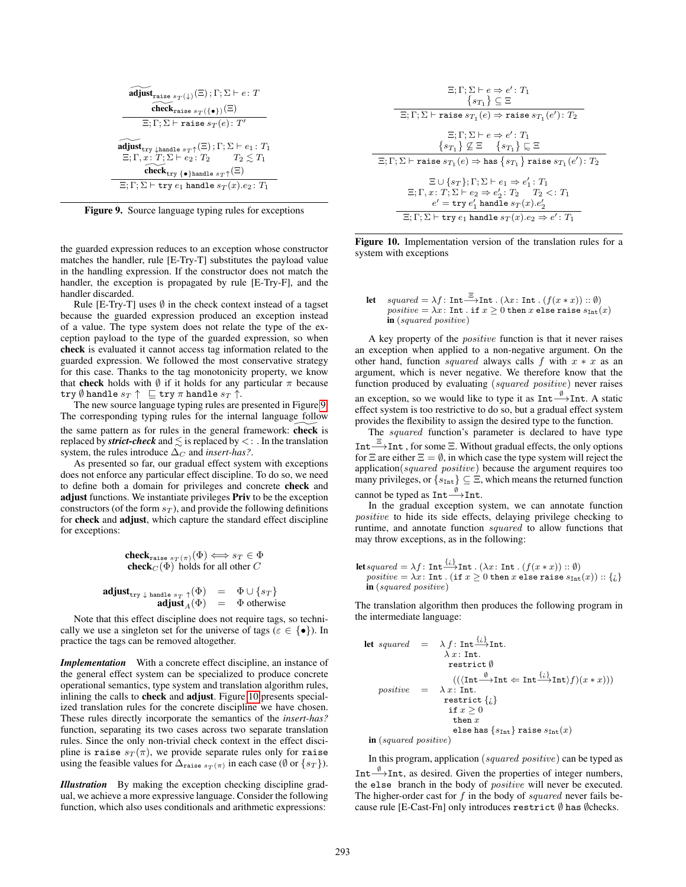$$\dfrac{\widetilde{\textbf{adjust}}_{\texttt{raise}\ s_T(\downarrow)}(\Xi)\,;\Gamma;\Sigma \vdash e\colon T \qquad \widetilde{\textbf{check}}_{\texttt{raise}\ s_T(\{\bullet\})}(\Xi)}{\Xi;\Gamma;\Sigma \vdash \texttt{raise}\ s_T(e)\colon T'}$$

$$\dfrac{\widetilde{\textbf{adjust}}_{\texttt{try}\ \downarrow\texttt{handle}\ s_T\uparrow}(\Xi)\,;\Gamma;\Sigma \vdash e_1 : T_1 \qquad \Xi;\Gamma, x\colon T;\Sigma \vdash e_2 : T_2 \qquad T_2 \lesssim T_1 \qquad \widetilde{\textbf{check}}_{\texttt{try}\ \{\bullet\}\texttt{handle}\ s_T\uparrow}(\Xi)}{\Xi;\Gamma;\Sigma \vdash \texttt{try}\ e_1\ \texttt{handle}\ s_T(x).e_2 : T_1}$$

**Figure 9.** Source language typing rules for exceptions

the guarded expression reduces to an exception whose constructor matches the handler, rule [E-Try-T] substitutes the payload value in the handling expression. If the constructor does not match the handler, the exception is propagated by rule [E-Try-F], and the handler discarded.

Rule [E-Try-T] uses $\emptyset$ in the check context instead of a tagset because the guarded expression produced an exception instead of a value. The type system does not relate the type of the exception payload to the type of the guarded expression, so when **check** is evaluated it cannot access tag information related to the guarded expression. We followed the most conservative strategy for this case. Thanks to the tag monotonicity property, we know that **check** holds with $\emptyset$ if it holds for any particular $\pi$ because $\texttt{try}\ \emptyset\ \texttt{handle}\ s_T \uparrow\ \sqsubseteq \texttt{try}\ \pi\ \texttt{handle}\ s_T \uparrow$.

The new source language typing rules are presented in Figure 9. The corresponding typing rules for the internal language follow the same pattern as for rules in the general framework: $\widetilde{\textbf{check}}$ is replaced by ***strict-check*** and $\lesssim$ is replaced by $<:$ . In the translation system, the rules introduce $\Delta_C$ and *insert-has?*.

As presented so far, our gradual effect system with exceptions does not enforce any particular effect discipline. To do so, we need to define both a domain for privileges and concrete **check** and **adjust** functions. We instantiate privileges **Priv** to be the exception constructors (of the form $s_T$), and provide the following definitions for **check** and **adjust**, which capture the standard effect discipline for exceptions:

$$\textbf{check}_{\texttt{raise}\ s_T(\pi)}(\Phi) \iff s_T \in \Phi$$
$$\textbf{check}_C(\Phi) \text{ holds for all other } C$$

$$\begin{aligned}\textbf{adjust}_{\texttt{try}\ \downarrow\ \texttt{handle}\ s_T\ \uparrow}(\Phi) &= \Phi \cup \{s_T\}\\ \textbf{adjust}_A(\Phi) &= \Phi \text{ otherwise}\end{aligned}$$

Note that this effect discipline does not require tags, so technically we use a singleton set for the universe of tags ($\varepsilon \in \{\bullet\}$). In practice the tags can be removed altogether.

***Implementation*** With a concrete effect discipline, an instance of the general effect system can be specialized to produce concrete operational semantics, type system and translation algorithm rules, inlining the calls to **check** and **adjust**. Figure 10 presents specialized translation rules for the concrete discipline we have chosen. These rules directly incorporate the semantics of the *insert-has?* function, separating its two cases across two separate translation rules. Since the only non-trivial check context in the effect discipline is $\texttt{raise}\ s_T(\pi)$, we provide separate rules only for raise using the feasible values for $\Delta_{\texttt{raise}\ s_T(\pi)}$ in each case ($\emptyset$ or $\{s_T\}$).

***Illustration*** By making the exception checking discipline gradual, we achieve a more expressive language. Consider the following function, which also uses conditionals and arithmetic expressions:

$$\dfrac{\Xi;\Gamma;\Sigma \vdash e \Rightarrow e' : T_1 \qquad \{s_{T_1}\} \subseteq \Xi}{\Xi;\Gamma;\Sigma \vdash \texttt{raise}\ s_{T_1}(e) \Rightarrow \texttt{raise}\ s_{T_1}(e') : T_2}$$

$$\dfrac{\Xi;\Gamma;\Sigma \vdash e \Rightarrow e' : T_1 \qquad \{s_{T_1}\} \not\subseteq \Xi \qquad \{s_{T_1}\} \sqsubseteq \Xi}{\Xi;\Gamma;\Sigma \vdash \texttt{raise}\ s_{T_1}(e) \Rightarrow \texttt{has}\ \{s_{T_1}\}\ \texttt{raise}\ s_{T_1}(e') : T_2}$$

$$\dfrac{\Xi \cup \{s_T\};\Gamma;\Sigma \vdash e_1 \Rightarrow e_1' : T_1 \qquad \Xi;\Gamma, x\colon T;\Sigma \vdash e_2 \Rightarrow e_2' : T_2 \qquad T_2 <: T_1 \qquad e' = \texttt{try}\ e_1'\ \texttt{handle}\ s_T(x).e_2'}{\Xi;\Gamma;\Sigma \vdash \texttt{try}\ e_1\ \texttt{handle}\ s_T(x).e_2 \Rightarrow e' : T_1}$$

**Figure 10.** Implementation version of the translation rules for a system with exceptions

$$\begin{aligned}\textbf{let}\quad & squared = \lambda f\colon \texttt{Int} \xrightarrow{\Xi} \texttt{Int}\,.\,(\lambda x\colon \texttt{Int}\,.\,(f(x*x)) :: \emptyset)\\ & positive = \lambda x\colon \texttt{Int}\,.\,\texttt{if}\ x \geq 0\ \texttt{then}\ x\ \texttt{else raise}\ s_{\texttt{Int}}(x)\\ \textbf{in}\ & (squared\ positive)\end{aligned}$$

A key property of the *positive* function is that it never raises an exception when applied to a non-negative argument. On the other hand, function *squared* always calls $f$ with $x * x$ as an argument, which is never negative. We therefore know that the function produced by evaluating (*squared positive*) never raises an exception, so we would like to type it as $\texttt{Int} \xrightarrow{\emptyset} \texttt{Int}$. A static effect system is too restrictive to do so, but a gradual effect system provides the flexibility to assign the desired type to the function.

The *squared* function's parameter is declared to have type $\texttt{Int} \xrightarrow{\Xi} \texttt{Int}$ , for some $\Xi$. Without gradual effects, the only options for $\Xi$ are either $\Xi = \emptyset$, in which case the type system will reject the application(*squared positive*) because the argument requires too many privileges, or $\{s_{\texttt{Int}}\} \subseteq \Xi$, which means the returned function cannot be typed as $\texttt{Int} \xrightarrow{\emptyset} \texttt{Int}$.

In the gradual exception system, we can annotate function *positive* to hide its side effects, delaying privilege checking to runtime, and annotate function *squared* to allow functions that may throw exceptions, as in the following:

$$\begin{aligned}\textbf{let}\ & squared = \lambda f\colon \texttt{Int} \xrightarrow{\{¿\}} \texttt{Int}\,.\,(\lambda x\colon \texttt{Int}\,.\,(f(x*x)) :: \emptyset)\\ & positive = \lambda x\colon \texttt{Int}\,.\,(\texttt{if}\ x \geq 0\ \texttt{then}\ x\ \texttt{else raise}\ s_{\texttt{Int}}(x)) :: \{¿\}\\ \textbf{in}\ & (squared\ positive)\end{aligned}$$

The translation algorithm then produces the following program in the intermediate language:

$$\begin{aligned}\textbf{let}\ squared \quad &= \quad \lambda\, f\colon \texttt{Int} \xrightarrow{\{¿\}} \texttt{Int}.\\ &\qquad \lambda\, x\colon \texttt{Int}.\\ &\qquad\ \ \texttt{restrict}\ \emptyset\\ &\qquad\quad ((\langle \texttt{Int} \xrightarrow{\emptyset} \texttt{Int} \Leftarrow \texttt{Int} \xrightarrow{\{¿\}} \texttt{Int}\rangle f)(x*x)))\\ positive \quad &= \quad \lambda\, x\colon \texttt{Int}.\\ &\qquad \texttt{restrict}\ \{¿\}\\ &\qquad\ \ \texttt{if}\ x \geq 0\\ &\qquad\quad \texttt{then}\ x\\ &\qquad\quad \texttt{else has}\ \{s_{\texttt{Int}}\}\ \texttt{raise}\ s_{\texttt{Int}}(x)\\ \textbf{in}\ (squared\ &positive)\end{aligned}$$

In this program, application (*squared positive*) can be typed as $\texttt{Int} \xrightarrow{\emptyset} \texttt{Int}$, as desired. Given the properties of integer numbers, the else branch in the body of *positive* will never be executed. The higher-order cast for $f$ in the body of *squared* never fails because rule [E-Cast-Fn] only introduces restrict $\emptyset$ has $\emptyset$checks.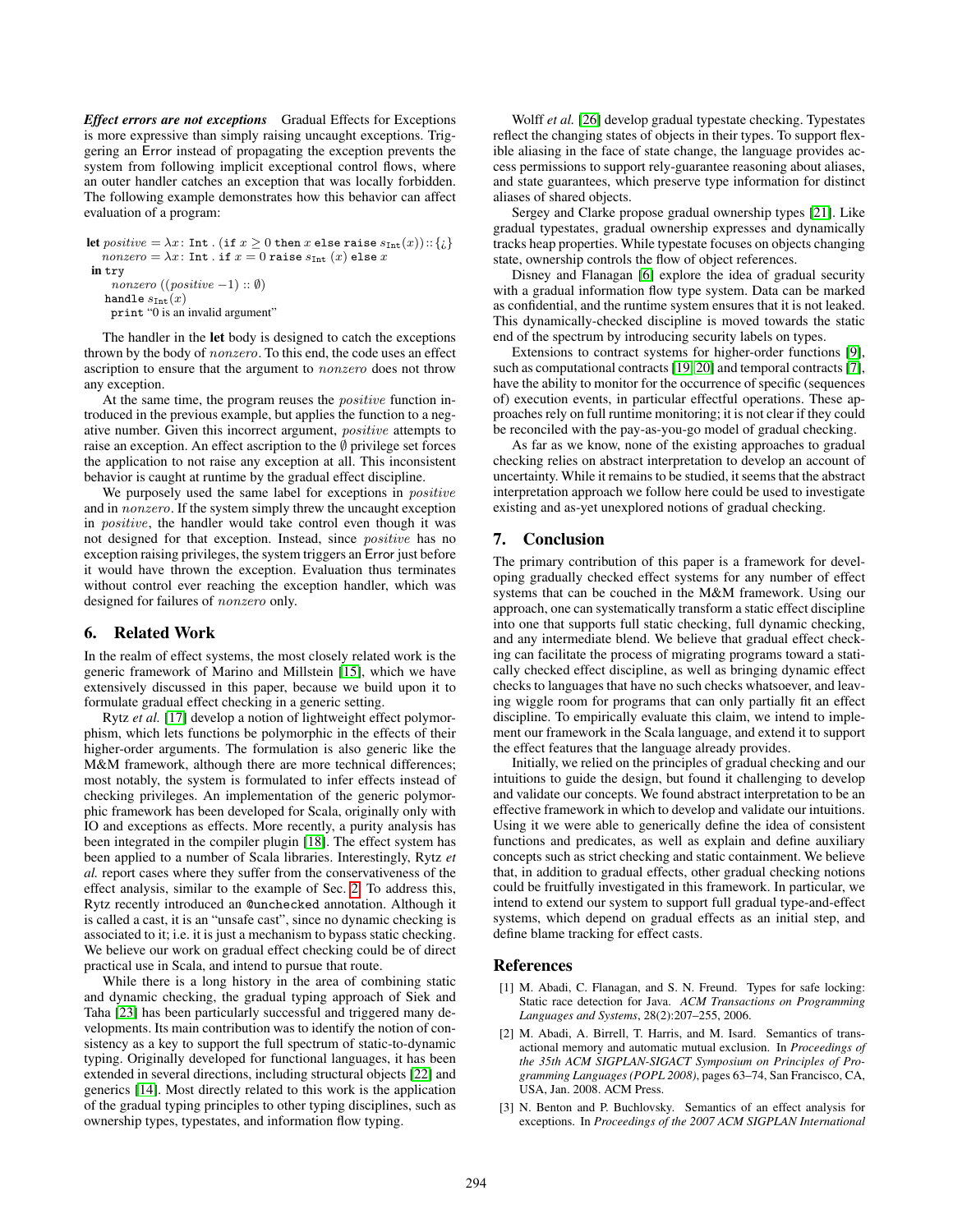***Effect errors are not exceptions*** Gradual Effects for Exceptions is more expressive than simply raising uncaught exceptions. Triggering an Error instead of propagating the exception prevents the system from following implicit exceptional control flows, where an outer handler catches an exception that was locally forbidden. The following example demonstrates how this behavior can affect evaluation of a program:

**let** $positive = \lambda x\colon \texttt{Int}\ .\ (\texttt{if}\ x \geq 0\ \texttt{then}\ x\ \texttt{else raise}\ s_{\texttt{Int}}(x)) :: \{¿\}$
$\quad nonzero = \lambda x\colon \texttt{Int}\ .\ \texttt{if}\ x = 0\ \texttt{raise}\ s_{\texttt{Int}}\ (x)\ \texttt{else}\ x$
**in** `try`
$\quad nonzero\ ((positive\ {-1}) :: \emptyset)$
`handle` $s_{\texttt{Int}}(x)$
`print` "0 is an invalid argument"

The handler in the **let** body is designed to catch the exceptions thrown by the body of *nonzero*. To this end, the code uses an effect ascription to ensure that the argument to *nonzero* does not throw any exception.

At the same time, the program reuses the *positive* function introduced in the previous example, but applies the function to a negative number. Given this incorrect argument, *positive* attempts to raise an exception. An effect ascription to the $\emptyset$ privilege set forces the application to not raise any exception at all. This inconsistent behavior is caught at runtime by the gradual effect discipline.

We purposely used the same label for exceptions in *positive* and in *nonzero*. If the system simply threw the uncaught exception in *positive*, the handler would take control even though it was not designed for that exception. Instead, since *positive* has no exception raising privileges, the system triggers an Error just before it would have thrown the exception. Evaluation thus terminates without control ever reaching the exception handler, which was designed for failures of *nonzero* only.

## 6. Related Work

In the realm of effect systems, the most closely related work is the generic framework of Marino and Millstein [15], which we have extensively discussed in this paper, because we build upon it to formulate gradual effect checking in a generic setting.

Rytz *et al.* [17] develop a notion of lightweight effect polymorphism, which lets functions be polymorphic in the effects of their higher-order arguments. The formulation is also generic like the M&M framework, although there are more technical differences; most notably, the system is formulated to infer effects instead of checking privileges. An implementation of the generic polymorphic framework has been developed for Scala, originally only with IO and exceptions as effects. More recently, a purity analysis has been integrated in the compiler plugin [18]. The effect system has been applied to a number of Scala libraries. Interestingly, Rytz *et al.* report cases where they suffer from the conservativeness of the effect analysis, similar to the example of Sec. 2. To address this, Rytz recently introduced an `@unchecked` annotation. Although it is called a cast, it is an "unsafe cast", since no dynamic checking is associated to it; i.e. it is just a mechanism to bypass static checking. We believe our work on gradual effect checking could be of direct practical use in Scala, and intend to pursue that route.

While there is a long history in the area of combining static and dynamic checking, the gradual typing approach of Siek and Taha [23] has been particularly successful and triggered many developments. Its main contribution was to identify the notion of consistency as a key to support the full spectrum of static-to-dynamic typing. Originally developed for functional languages, it has been extended in several directions, including structural objects [22] and generics [14]. Most directly related to this work is the application of the gradual typing principles to other typing disciplines, such as ownership types, typestates, and information flow typing.

Wolff *et al.* [26] develop gradual typestate checking. Typestates reflect the changing states of objects in their types. To support flexible aliasing in the face of state change, the language provides access permissions to support rely-guarantee reasoning about aliases, and state guarantees, which preserve type information for distinct aliases of shared objects.

Sergey and Clarke propose gradual ownership types [21]. Like gradual typestates, gradual ownership expresses and dynamically tracks heap properties. While typestate focuses on objects changing state, ownership controls the flow of object references.

Disney and Flanagan [6] explore the idea of gradual security with a gradual information flow type system. Data can be marked as confidential, and the runtime system ensures that it is not leaked. This dynamically-checked discipline is moved towards the static end of the spectrum by introducing security labels on types.

Extensions to contract systems for higher-order functions [9], such as computational contracts [19, 20] and temporal contracts [7], have the ability to monitor for the occurrence of specific (sequences of) execution events, in particular effectful operations. These approaches rely on full runtime monitoring; it is not clear if they could be reconciled with the pay-as-you-go model of gradual checking.

As far as we know, none of the existing approaches to gradual checking relies on abstract interpretation to develop an account of uncertainty. While it remains to be studied, it seems that the abstract interpretation approach we follow here could be used to investigate existing and as-yet unexplored notions of gradual checking.

## 7. Conclusion

The primary contribution of this paper is a framework for developing gradually checked effect systems for any number of effect systems that can be couched in the M&M framework. Using our approach, one can systematically transform a static effect discipline into one that supports full static checking, full dynamic checking, and any intermediate blend. We believe that gradual effect checking can facilitate the process of migrating programs toward a statically checked effect discipline, as well as bringing dynamic effect checks to languages that have no such checks whatsoever, and leaving wiggle room for programs that can only partially fit an effect discipline. To empirically evaluate this claim, we intend to implement our framework in the Scala language, and extend it to support the effect features that the language already provides.

Initially, we relied on the principles of gradual checking and our intuitions to guide the design, but found it challenging to develop and validate our concepts. We found abstract interpretation to be an effective framework in which to develop and validate our intuitions. Using it we were able to generically define the idea of consistent functions and predicates, as well as explain and define auxiliary concepts such as strict checking and static containment. We believe that, in addition to gradual effects, other gradual checking notions could be fruitfully investigated in this framework. In particular, we intend to extend our system to support full gradual type-and-effect systems, which depend on gradual effects as an initial step, and define blame tracking for effect casts.

## References

[1] M. Abadi, C. Flanagan, and S. N. Freund. Types for safe locking: Static race detection for Java. *ACM Transactions on Programming Languages and Systems*, 28(2):207–255, 2006.

[2] M. Abadi, A. Birrell, T. Harris, and M. Isard. Semantics of transactional memory and automatic mutual exclusion. In *Proceedings of the 35th ACM SIGPLAN-SIGACT Symposium on Principles of Programming Languages (POPL 2008)*, pages 63–74, San Francisco, CA, USA, Jan. 2008. ACM Press.

[3] N. Benton and P. Buchlovsky. Semantics of an effect analysis for exceptions. In *Proceedings of the 2007 ACM SIGPLAN International*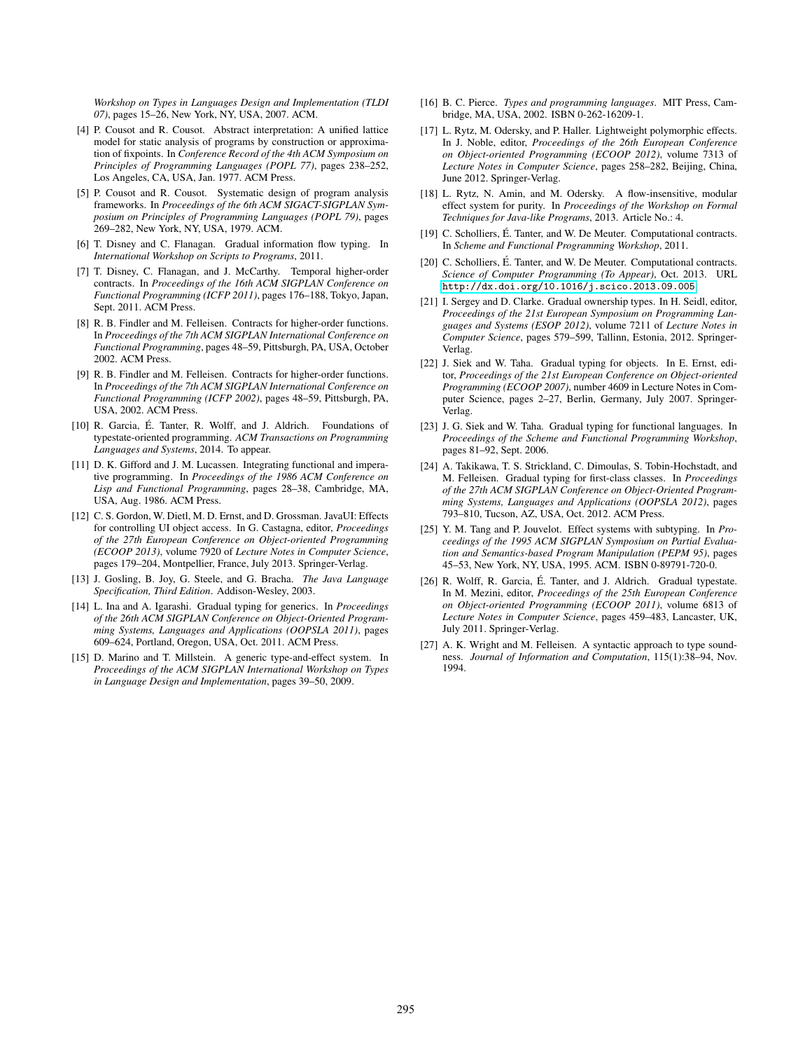*Workshop on Types in Languages Design and Implementation (TLDI 07)*, pages 15–26, New York, NY, USA, 2007. ACM.

[4] P. Cousot and R. Cousot. Abstract interpretation: A unified lattice model for static analysis of programs by construction or approximation of fixpoints. In *Conference Record of the 4th ACM Symposium on Principles of Programming Languages (POPL 77)*, pages 238–252, Los Angeles, CA, USA, Jan. 1977. ACM Press.

[5] P. Cousot and R. Cousot. Systematic design of program analysis frameworks. In *Proceedings of the 6th ACM SIGACT-SIGPLAN Symposium on Principles of Programming Languages (POPL 79)*, pages 269–282, New York, NY, USA, 1979. ACM.

[6] T. Disney and C. Flanagan. Gradual information flow typing. In *International Workshop on Scripts to Programs*, 2011.

[7] T. Disney, C. Flanagan, and J. McCarthy. Temporal higher-order contracts. In *Proceedings of the 16th ACM SIGPLAN Conference on Functional Programming (ICFP 2011)*, pages 176–188, Tokyo, Japan, Sept. 2011. ACM Press.

[8] R. B. Findler and M. Felleisen. Contracts for higher-order functions. In *Proceedings of the 7th ACM SIGPLAN International Conference on Functional Programming*, pages 48–59, Pittsburgh, PA, USA, October 2002. ACM Press.

[9] R. B. Findler and M. Felleisen. Contracts for higher-order functions. In *Proceedings of the 7th ACM SIGPLAN International Conference on Functional Programming (ICFP 2002)*, pages 48–59, Pittsburgh, PA, USA, 2002. ACM Press.

[10] R. Garcia, É. Tanter, R. Wolff, and J. Aldrich. Foundations of typestate-oriented programming. *ACM Transactions on Programming Languages and Systems*, 2014. To appear.

[11] D. K. Gifford and J. M. Lucassen. Integrating functional and imperative programming. In *Proceedings of the 1986 ACM Conference on Lisp and Functional Programming*, pages 28–38, Cambridge, MA, USA, Aug. 1986. ACM Press.

[12] C. S. Gordon, W. Dietl, M. D. Ernst, and D. Grossman. JavaUI: Effects for controlling UI object access. In G. Castagna, editor, *Proceedings of the 27th European Conference on Object-oriented Programming (ECOOP 2013)*, volume 7920 of *Lecture Notes in Computer Science*, pages 179–204, Montpellier, France, July 2013. Springer-Verlag.

[13] J. Gosling, B. Joy, G. Steele, and G. Bracha. *The Java Language Specification, Third Edition*. Addison-Wesley, 2003.

[14] L. Ina and A. Igarashi. Gradual typing for generics. In *Proceedings of the 26th ACM SIGPLAN Conference on Object-Oriented Programming Systems, Languages and Applications (OOPSLA 2011)*, pages 609–624, Portland, Oregon, USA, Oct. 2011. ACM Press.

[15] D. Marino and T. Millstein. A generic type-and-effect system. In *Proceedings of the ACM SIGPLAN International Workshop on Types in Language Design and Implementation*, pages 39–50, 2009.

[16] B. C. Pierce. *Types and programming languages*. MIT Press, Cambridge, MA, USA, 2002. ISBN 0-262-16209-1.

[17] L. Rytz, M. Odersky, and P. Haller. Lightweight polymorphic effects. In J. Noble, editor, *Proceedings of the 26th European Conference on Object-oriented Programming (ECOOP 2012)*, volume 7313 of *Lecture Notes in Computer Science*, pages 258–282, Beijing, China, June 2012. Springer-Verlag.

[18] L. Rytz, N. Amin, and M. Odersky. A flow-insensitive, modular effect system for purity. In *Proceedings of the Workshop on Formal Techniques for Java-like Programs*, 2013. Article No.: 4.

[19] C. Scholliers, É. Tanter, and W. De Meuter. Computational contracts. In *Scheme and Functional Programming Workshop*, 2011.

[20] C. Scholliers, É. Tanter, and W. De Meuter. Computational contracts. *Science of Computer Programming (To Appear)*, Oct. 2013. URL http://dx.doi.org/10.1016/j.scico.2013.09.005.

[21] I. Sergey and D. Clarke. Gradual ownership types. In H. Seidl, editor, *Proceedings of the 21st European Symposium on Programming Languages and Systems (ESOP 2012)*, volume 7211 of *Lecture Notes in Computer Science*, pages 579–599, Tallinn, Estonia, 2012. Springer-Verlag.

[22] J. Siek and W. Taha. Gradual typing for objects. In E. Ernst, editor, *Proceedings of the 21st European Conference on Object-oriented Programming (ECOOP 2007)*, number 4609 in Lecture Notes in Computer Science, pages 2–27, Berlin, Germany, July 2007. Springer-Verlag.

[23] J. G. Siek and W. Taha. Gradual typing for functional languages. In *Proceedings of the Scheme and Functional Programming Workshop*, pages 81–92, Sept. 2006.

[24] A. Takikawa, T. S. Strickland, C. Dimoulas, S. Tobin-Hochstadt, and M. Felleisen. Gradual typing for first-class classes. In *Proceedings of the 27th ACM SIGPLAN Conference on Object-Oriented Programming Systems, Languages and Applications (OOPSLA 2012)*, pages 793–810, Tucson, AZ, USA, Oct. 2012. ACM Press.

[25] Y. M. Tang and P. Jouvelot. Effect systems with subtyping. In *Proceedings of the 1995 ACM SIGPLAN Symposium on Partial Evaluation and Semantics-based Program Manipulation (PEPM 95)*, pages 45–53, New York, NY, USA, 1995. ACM. ISBN 0-89791-720-0.

[26] R. Wolff, R. Garcia, É. Tanter, and J. Aldrich. Gradual typestate. In M. Mezini, editor, *Proceedings of the 25th European Conference on Object-oriented Programming (ECOOP 2011)*, volume 6813 of *Lecture Notes in Computer Science*, pages 459–483, Lancaster, UK, July 2011. Springer-Verlag.

[27] A. K. Wright and M. Felleisen. A syntactic approach to type soundness. *Journal of Information and Computation*, 115(1):38–94, Nov. 1994.